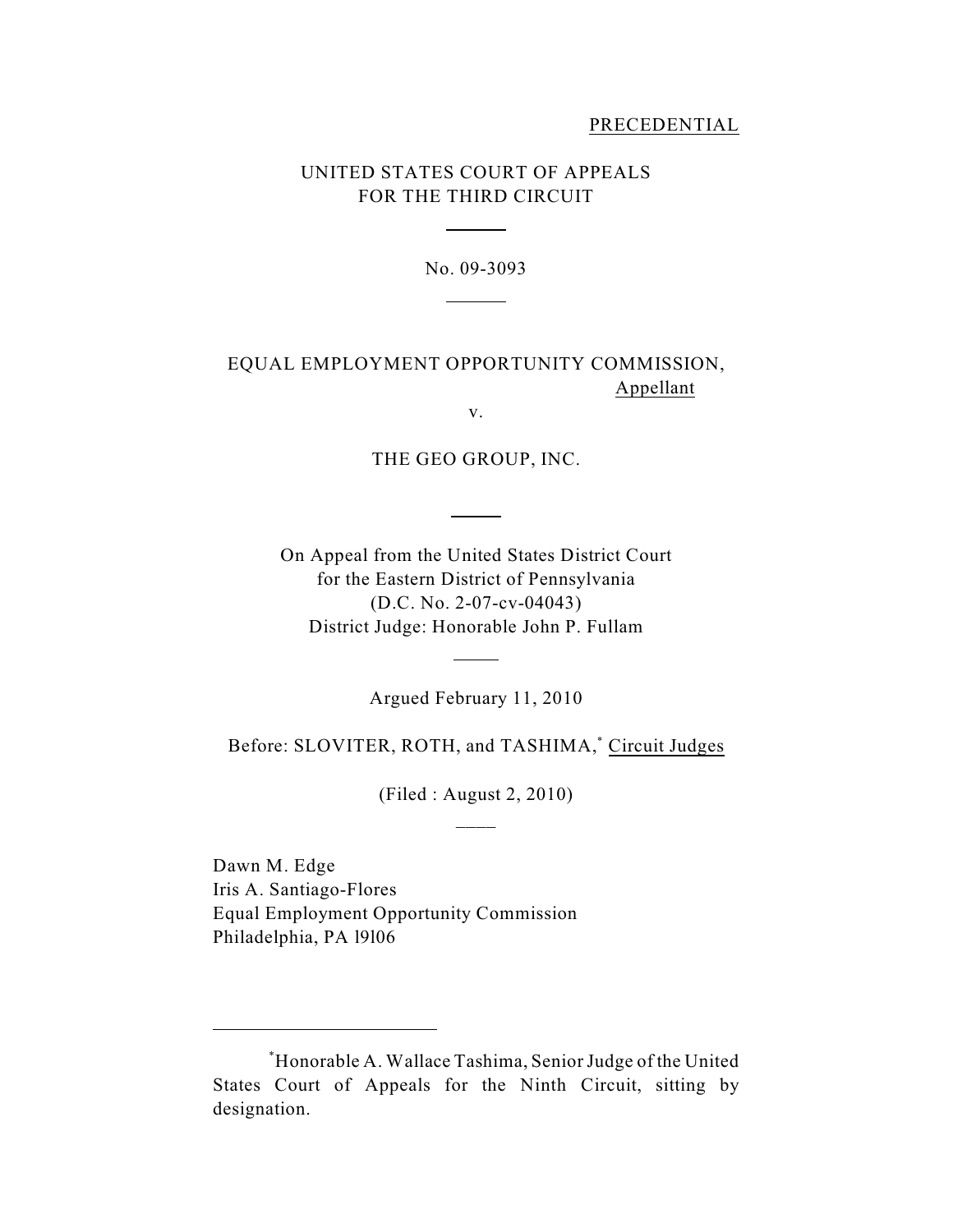PRECEDENTIAL

UNITED STATES COURT OF APPEALS
FOR THE THIRD CIRCUIT

No. 09-3093

EQUAL EMPLOYMENT OPPORTUNITY COMMISSION,
Appellant

v.

THE GEO GROUP, INC.

On Appeal from the United States District Court
for the Eastern District of Pennsylvania
(D.C. No. 2-07-cv-04043)
District Judge: Honorable John P. Fullam

Argued February 11, 2010

Before: SLOVITER, ROTH, and TASHIMA,[*] Circuit Judges

(Filed : August 2, 2010)

Dawn M. Edge
Iris A. Santiago-Flores
Equal Employment Opportunity Commission
Philadelphia, PA l9l06

[*] Honorable A. Wallace Tashima, Senior Judge of the United States Court of Appeals for the Ninth Circuit, sitting by designation.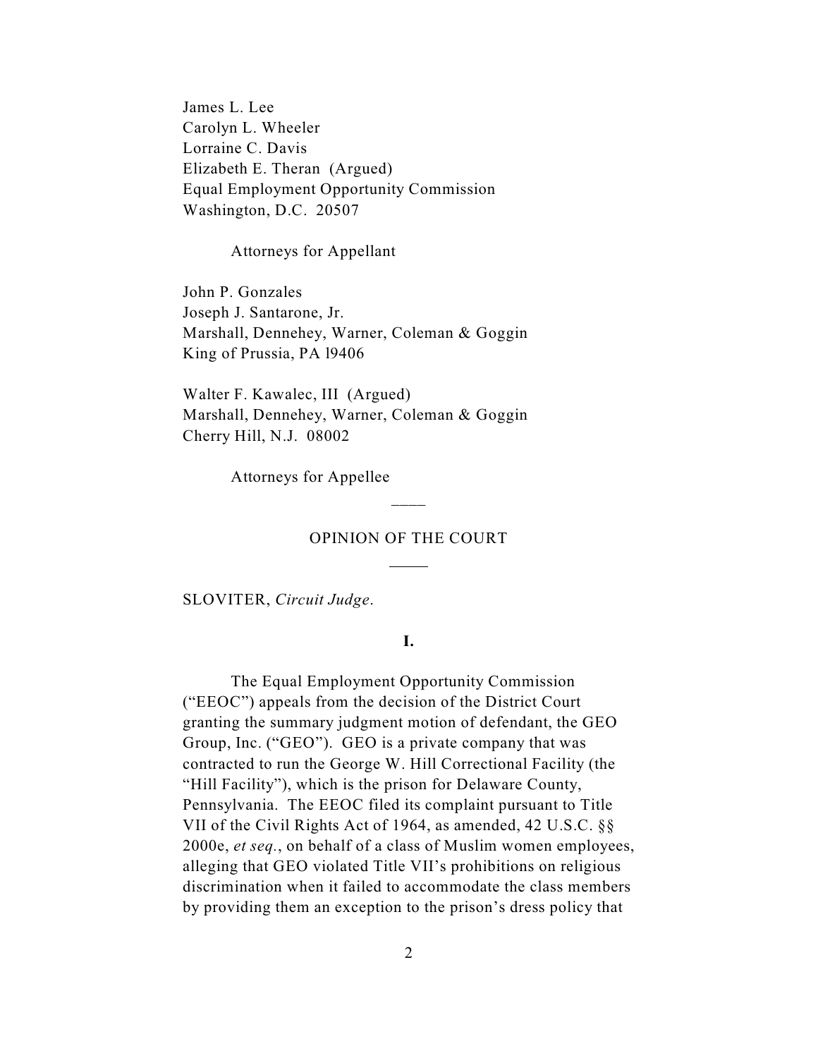James L. Lee
Carolyn L. Wheeler
Lorraine C. Davis
Elizabeth E. Theran (Argued)
Equal Employment Opportunity Commission
Washington, D.C. 20507

Attorneys for Appellant

John P. Gonzales
Joseph J. Santarone, Jr.
Marshall, Dennehey, Warner, Coleman & Goggin
King of Prussia, PA l9406

Walter F. Kawalec, III (Argued)
Marshall, Dennehey, Warner, Coleman & Goggin
Cherry Hill, N.J. 08002

Attorneys for Appellee

\_\_\_\_

OPINION OF THE COURT

\_\_\_\_\_

SLOVITER, *Circuit Judge*.

**I.**

The Equal Employment Opportunity Commission ("EEOC") appeals from the decision of the District Court granting the summary judgment motion of defendant, the GEO Group, Inc. ("GEO"). GEO is a private company that was contracted to run the George W. Hill Correctional Facility (the "Hill Facility"), which is the prison for Delaware County, Pennsylvania. The EEOC filed its complaint pursuant to Title VII of the Civil Rights Act of 1964, as amended, 42 U.S.C. §§ 2000e, *et seq.*, on behalf of a class of Muslim women employees, alleging that GEO violated Title VII's prohibitions on religious discrimination when it failed to accommodate the class members by providing them an exception to the prison's dress policy that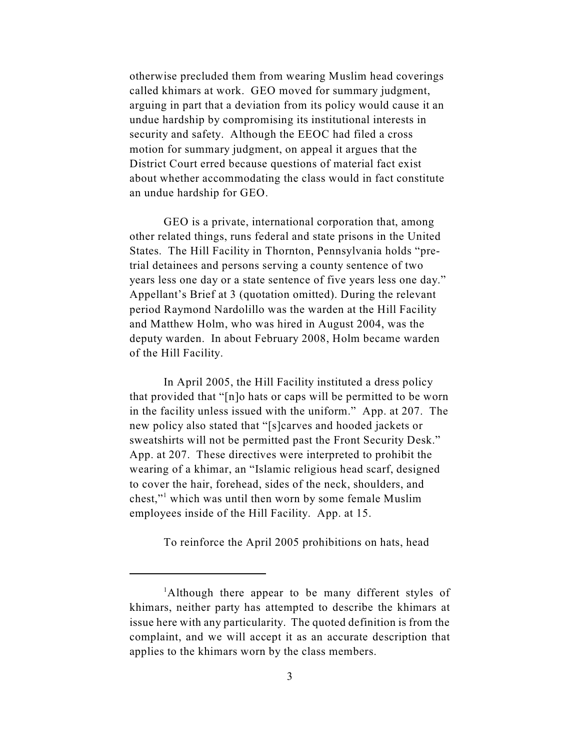otherwise precluded them from wearing Muslim head coverings called khimars at work. GEO moved for summary judgment, arguing in part that a deviation from its policy would cause it an undue hardship by compromising its institutional interests in security and safety. Although the EEOC had filed a cross motion for summary judgment, on appeal it argues that the District Court erred because questions of material fact exist about whether accommodating the class would in fact constitute an undue hardship for GEO.

GEO is a private, international corporation that, among other related things, runs federal and state prisons in the United States. The Hill Facility in Thornton, Pennsylvania holds "pre-trial detainees and persons serving a county sentence of two years less one day or a state sentence of five years less one day." Appellant's Brief at 3 (quotation omitted). During the relevant period Raymond Nardolillo was the warden at the Hill Facility and Matthew Holm, who was hired in August 2004, was the deputy warden. In about February 2008, Holm became warden of the Hill Facility.

In April 2005, the Hill Facility instituted a dress policy that provided that "[n]o hats or caps will be permitted to be worn in the facility unless issued with the uniform." App. at 207. The new policy also stated that "[s]carves and hooded jackets or sweatshirts will not be permitted past the Front Security Desk." App. at 207. These directives were interpreted to prohibit the wearing of a khimar, an "Islamic religious head scarf, designed to cover the hair, forehead, sides of the neck, shoulders, and chest,"[1] which was until then worn by some female Muslim employees inside of the Hill Facility. App. at 15.

To reinforce the April 2005 prohibitions on hats, head

---

[1]Although there appear to be many different styles of khimars, neither party has attempted to describe the khimars at issue here with any particularity. The quoted definition is from the complaint, and we will accept it as an accurate description that applies to the khimars worn by the class members.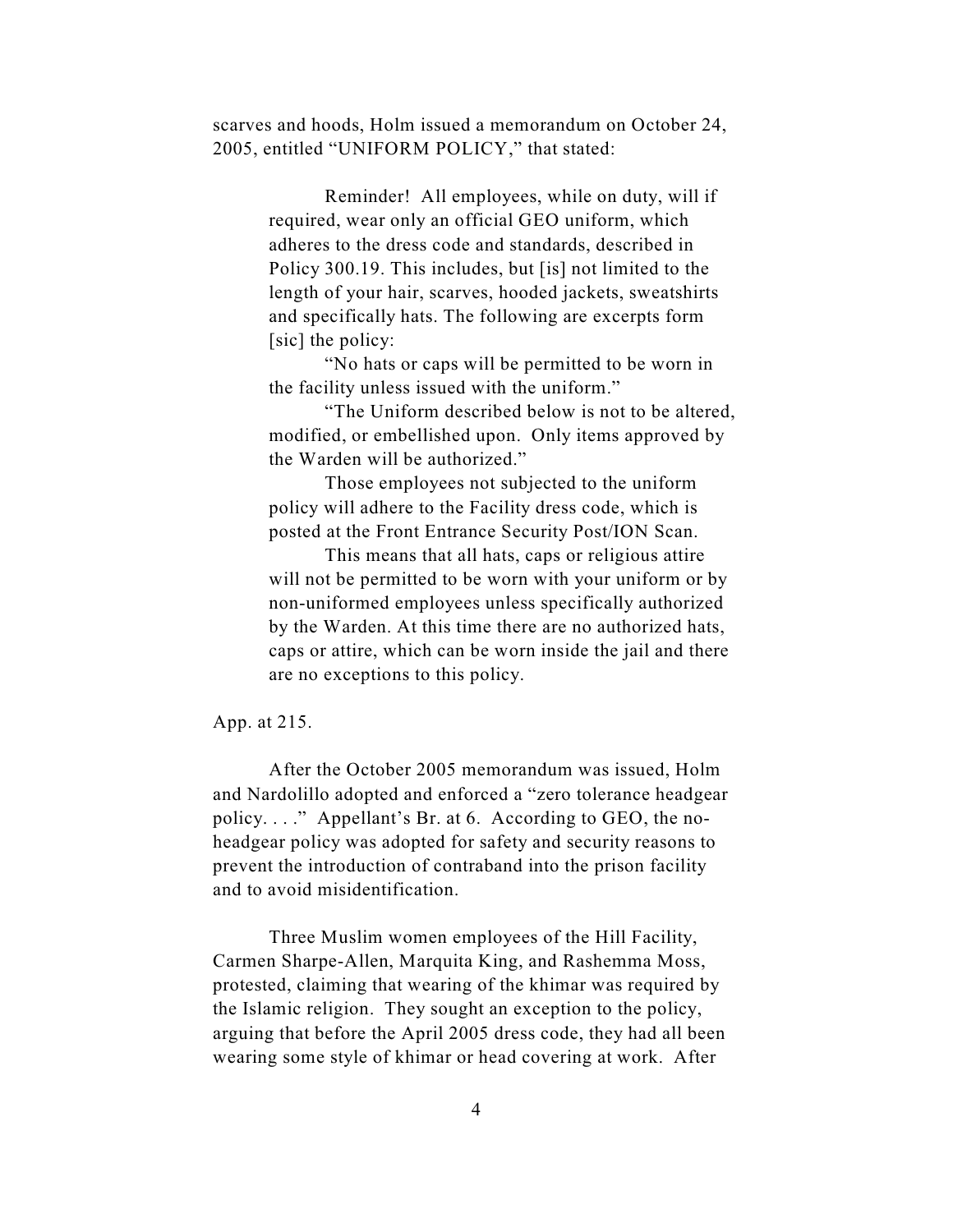scarves and hoods, Holm issued a memorandum on October 24, 2005, entitled "UNIFORM POLICY," that stated:

> Reminder! All employees, while on duty, will if required, wear only an official GEO uniform, which adheres to the dress code and standards, described in Policy 300.19. This includes, but [is] not limited to the length of your hair, scarves, hooded jackets, sweatshirts and specifically hats. The following are excerpts form [sic] the policy:
>
> "No hats or caps will be permitted to be worn in the facility unless issued with the uniform."
>
> "The Uniform described below is not to be altered, modified, or embellished upon. Only items approved by the Warden will be authorized."
>
> Those employees not subjected to the uniform policy will adhere to the Facility dress code, which is posted at the Front Entrance Security Post/ION Scan.
>
> This means that all hats, caps or religious attire will not be permitted to be worn with your uniform or by non-uniformed employees unless specifically authorized by the Warden. At this time there are no authorized hats, caps or attire, which can be worn inside the jail and there are no exceptions to this policy.

App. at 215.

After the October 2005 memorandum was issued, Holm and Nardolillo adopted and enforced a "zero tolerance headgear policy. . . ." Appellant's Br. at 6. According to GEO, the no-headgear policy was adopted for safety and security reasons to prevent the introduction of contraband into the prison facility and to avoid misidentification.

Three Muslim women employees of the Hill Facility, Carmen Sharpe-Allen, Marquita King, and Rashemma Moss, protested, claiming that wearing of the khimar was required by the Islamic religion. They sought an exception to the policy, arguing that before the April 2005 dress code, they had all been wearing some style of khimar or head covering at work. After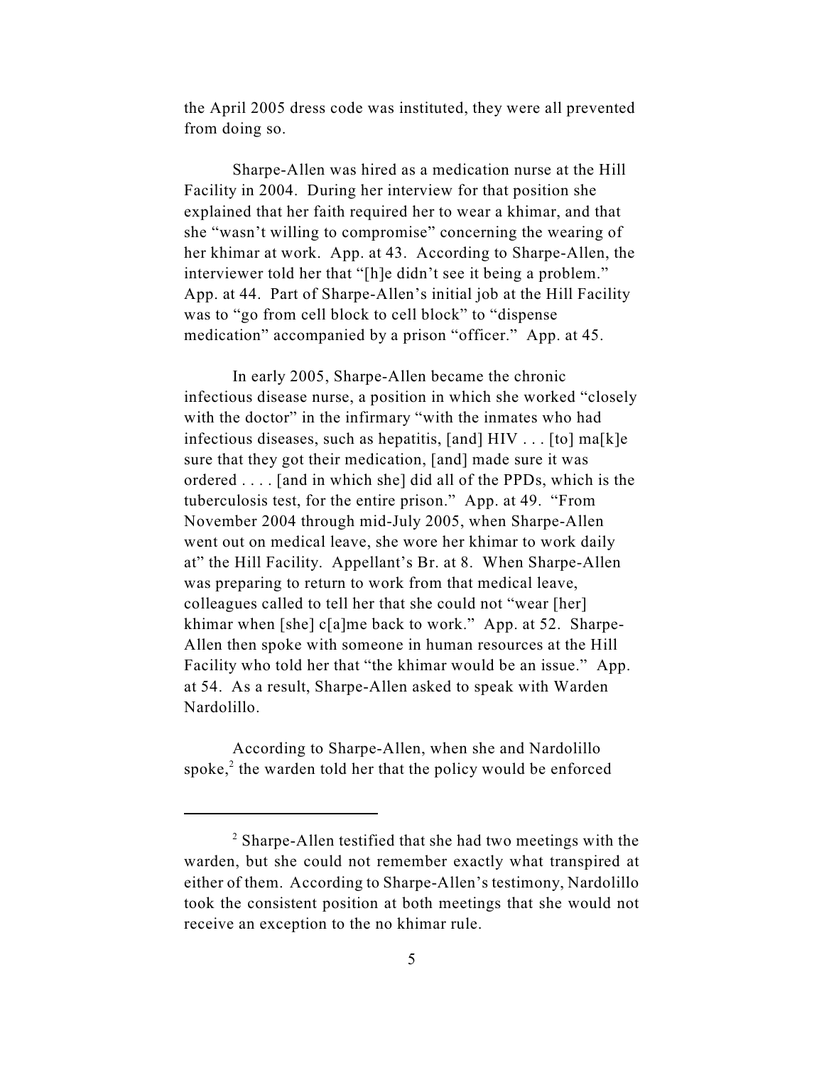the April 2005 dress code was instituted, they were all prevented from doing so.

Sharpe-Allen was hired as a medication nurse at the Hill Facility in 2004. During her interview for that position she explained that her faith required her to wear a khimar, and that she "wasn't willing to compromise" concerning the wearing of her khimar at work. App. at 43. According to Sharpe-Allen, the interviewer told her that "[h]e didn't see it being a problem." App. at 44. Part of Sharpe-Allen's initial job at the Hill Facility was to "go from cell block to cell block" to "dispense medication" accompanied by a prison "officer." App. at 45.

In early 2005, Sharpe-Allen became the chronic infectious disease nurse, a position in which she worked "closely with the doctor" in the infirmary "with the inmates who had infectious diseases, such as hepatitis, [and] HIV . . . [to] ma[k]e sure that they got their medication, [and] made sure it was ordered . . . . [and in which she] did all of the PPDs, which is the tuberculosis test, for the entire prison." App. at 49. "From November 2004 through mid-July 2005, when Sharpe-Allen went out on medical leave, she wore her khimar to work daily at" the Hill Facility. Appellant's Br. at 8. When Sharpe-Allen was preparing to return to work from that medical leave, colleagues called to tell her that she could not "wear [her] khimar when [she] c[a]me back to work." App. at 52. Sharpe-Allen then spoke with someone in human resources at the Hill Facility who told her that "the khimar would be an issue." App. at 54. As a result, Sharpe-Allen asked to speak with Warden Nardolillo.

According to Sharpe-Allen, when she and Nardolillo spoke,[2] the warden told her that the policy would be enforced

[2] Sharpe-Allen testified that she had two meetings with the warden, but she could not remember exactly what transpired at either of them. According to Sharpe-Allen's testimony, Nardolillo took the consistent position at both meetings that she would not receive an exception to the no khimar rule.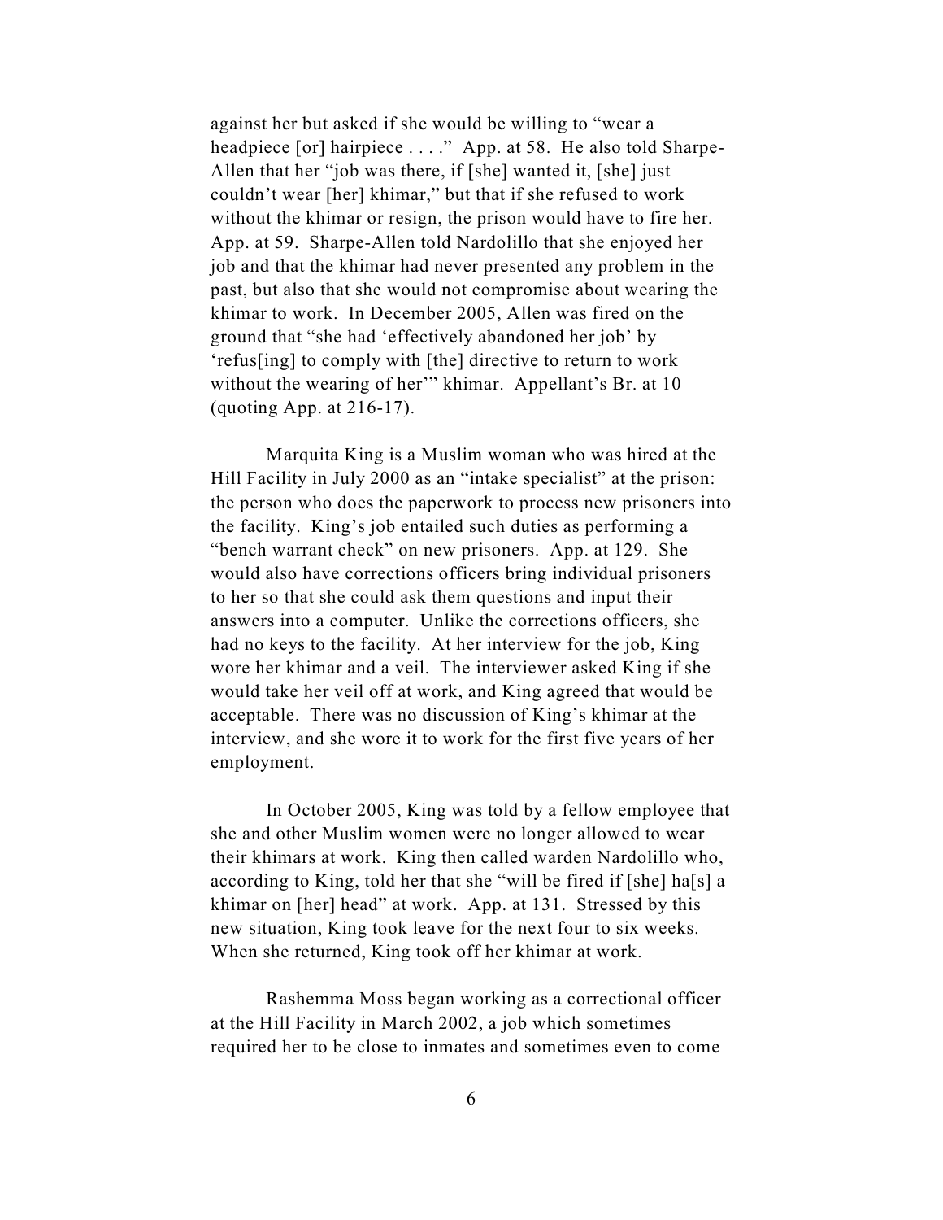against her but asked if she would be willing to "wear a headpiece [or] hairpiece . . . ." App. at 58. He also told Sharpe-Allen that her "job was there, if [she] wanted it, [she] just couldn't wear [her] khimar," but that if she refused to work without the khimar or resign, the prison would have to fire her. App. at 59. Sharpe-Allen told Nardolillo that she enjoyed her job and that the khimar had never presented any problem in the past, but also that she would not compromise about wearing the khimar to work. In December 2005, Allen was fired on the ground that "she had 'effectively abandoned her job' by 'refus[ing] to comply with [the] directive to return to work without the wearing of her'" khimar. Appellant's Br. at 10 (quoting App. at 216-17).

Marquita King is a Muslim woman who was hired at the Hill Facility in July 2000 as an "intake specialist" at the prison: the person who does the paperwork to process new prisoners into the facility. King's job entailed such duties as performing a "bench warrant check" on new prisoners. App. at 129. She would also have corrections officers bring individual prisoners to her so that she could ask them questions and input their answers into a computer. Unlike the corrections officers, she had no keys to the facility. At her interview for the job, King wore her khimar and a veil. The interviewer asked King if she would take her veil off at work, and King agreed that would be acceptable. There was no discussion of King's khimar at the interview, and she wore it to work for the first five years of her employment.

In October 2005, King was told by a fellow employee that she and other Muslim women were no longer allowed to wear their khimars at work. King then called warden Nardolillo who, according to King, told her that she "will be fired if [she] ha[s] a khimar on [her] head" at work. App. at 131. Stressed by this new situation, King took leave for the next four to six weeks. When she returned, King took off her khimar at work.

Rashemma Moss began working as a correctional officer at the Hill Facility in March 2002, a job which sometimes required her to be close to inmates and sometimes even to come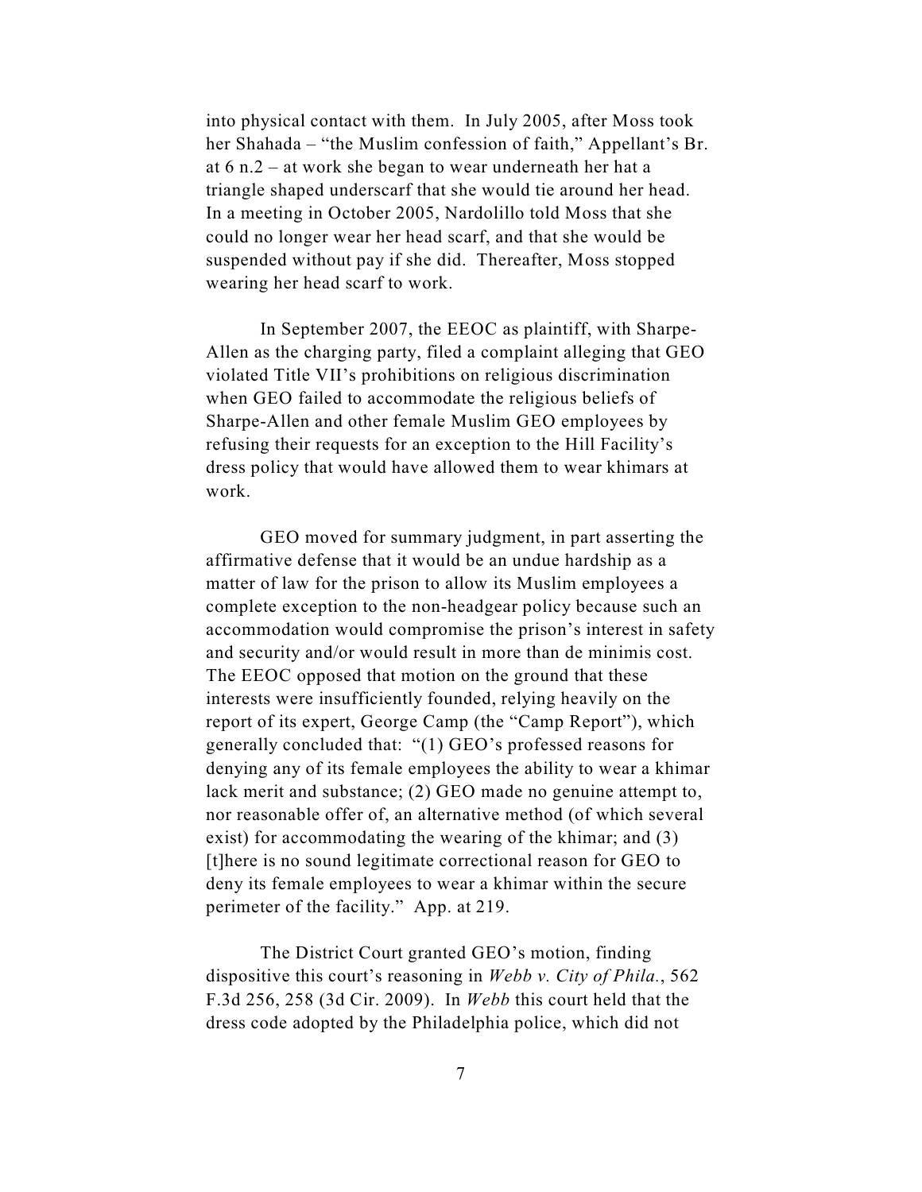into physical contact with them. In July 2005, after Moss took her Shahada – "the Muslim confession of faith," Appellant's Br. at 6 n.2 – at work she began to wear underneath her hat a triangle shaped underscarf that she would tie around her head. In a meeting in October 2005, Nardolillo told Moss that she could no longer wear her head scarf, and that she would be suspended without pay if she did. Thereafter, Moss stopped wearing her head scarf to work.

In September 2007, the EEOC as plaintiff, with Sharpe-Allen as the charging party, filed a complaint alleging that GEO violated Title VII's prohibitions on religious discrimination when GEO failed to accommodate the religious beliefs of Sharpe-Allen and other female Muslim GEO employees by refusing their requests for an exception to the Hill Facility's dress policy that would have allowed them to wear khimars at work.

GEO moved for summary judgment, in part asserting the affirmative defense that it would be an undue hardship as a matter of law for the prison to allow its Muslim employees a complete exception to the non-headgear policy because such an accommodation would compromise the prison's interest in safety and security and/or would result in more than de minimis cost. The EEOC opposed that motion on the ground that these interests were insufficiently founded, relying heavily on the report of its expert, George Camp (the "Camp Report"), which generally concluded that: "(1) GEO's professed reasons for denying any of its female employees the ability to wear a khimar lack merit and substance; (2) GEO made no genuine attempt to, nor reasonable offer of, an alternative method (of which several exist) for accommodating the wearing of the khimar; and (3) [t]here is no sound legitimate correctional reason for GEO to deny its female employees to wear a khimar within the secure perimeter of the facility." App. at 219.

The District Court granted GEO's motion, finding dispositive this court's reasoning in *Webb v. City of Phila.*, 562 F.3d 256, 258 (3d Cir. 2009). In *Webb* this court held that the dress code adopted by the Philadelphia police, which did not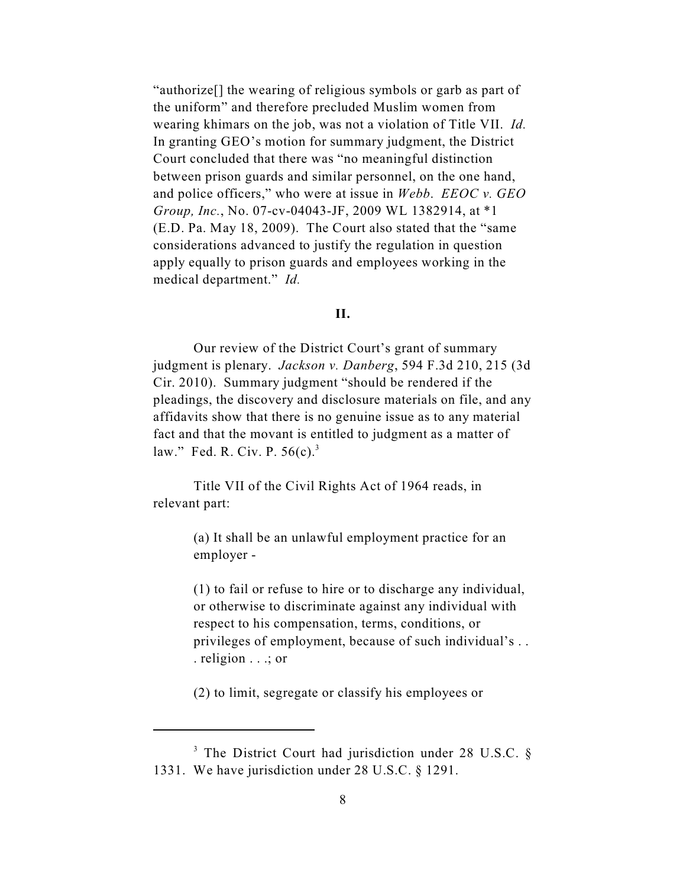"authorize[] the wearing of religious symbols or garb as part of the uniform" and therefore precluded Muslim women from wearing khimars on the job, was not a violation of Title VII. *Id.* In granting GEO's motion for summary judgment, the District Court concluded that there was "no meaningful distinction between prison guards and similar personnel, on the one hand, and police officers," who were at issue in *Webb*. *EEOC v. GEO Group, Inc.*, No. 07-cv-04043-JF, 2009 WL 1382914, at *1 (E.D. Pa. May 18, 2009). The Court also stated that the "same considerations advanced to justify the regulation in question apply equally to prison guards and employees working in the medical department." *Id.*

**II.**

Our review of the District Court's grant of summary judgment is plenary. *Jackson v. Danberg*, 594 F.3d 210, 215 (3d Cir. 2010). Summary judgment "should be rendered if the pleadings, the discovery and disclosure materials on file, and any affidavits show that there is no genuine issue as to any material fact and that the movant is entitled to judgment as a matter of law." Fed. R. Civ. P. 56(c).[3]

Title VII of the Civil Rights Act of 1964 reads, in relevant part:

> (a) It shall be an unlawful employment practice for an employer -
>
> (1) to fail or refuse to hire or to discharge any individual, or otherwise to discriminate against any individual with respect to his compensation, terms, conditions, or privileges of employment, because of such individual's . . . religion . . .; or
>
> (2) to limit, segregate or classify his employees or

---

[3] The District Court had jurisdiction under 28 U.S.C. § 1331. We have jurisdiction under 28 U.S.C. § 1291.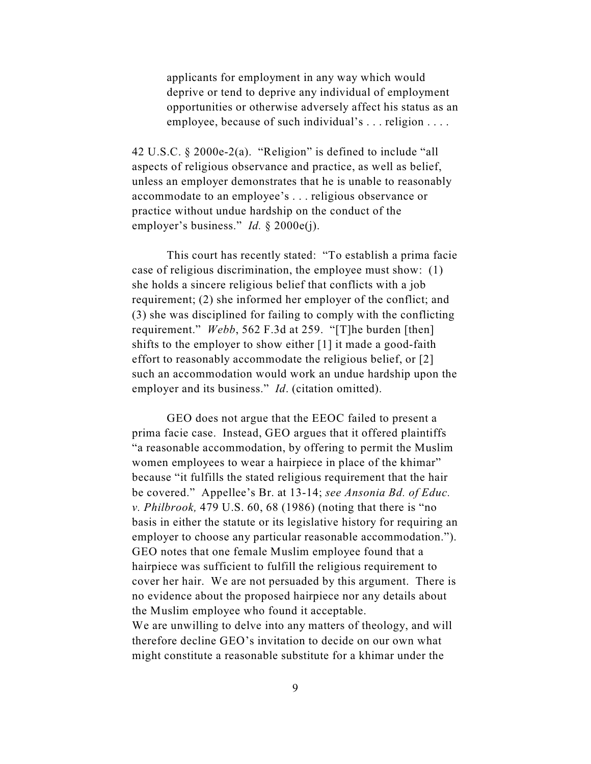> applicants for employment in any way which would deprive or tend to deprive any individual of employment opportunities or otherwise adversely affect his status as an employee, because of such individual's . . . religion . . . .

42 U.S.C. § 2000e-2(a). "Religion" is defined to include "all aspects of religious observance and practice, as well as belief, unless an employer demonstrates that he is unable to reasonably accommodate to an employee's . . . religious observance or practice without undue hardship on the conduct of the employer's business." *Id.* § 2000e(j).

This court has recently stated: "To establish a prima facie case of religious discrimination, the employee must show: (1) she holds a sincere religious belief that conflicts with a job requirement; (2) she informed her employer of the conflict; and (3) she was disciplined for failing to comply with the conflicting requirement." *Webb*, 562 F.3d at 259. "[T]he burden [then] shifts to the employer to show either [1] it made a good-faith effort to reasonably accommodate the religious belief, or [2] such an accommodation would work an undue hardship upon the employer and its business." *Id*. (citation omitted).

GEO does not argue that the EEOC failed to present a prima facie case. Instead, GEO argues that it offered plaintiffs "a reasonable accommodation, by offering to permit the Muslim women employees to wear a hairpiece in place of the khimar" because "it fulfills the stated religious requirement that the hair be covered." Appellee's Br. at 13-14; *see Ansonia Bd. of Educ. v. Philbrook,* 479 U.S. 60, 68 (1986) (noting that there is "no basis in either the statute or its legislative history for requiring an employer to choose any particular reasonable accommodation."). GEO notes that one female Muslim employee found that a hairpiece was sufficient to fulfill the religious requirement to cover her hair. We are not persuaded by this argument. There is no evidence about the proposed hairpiece nor any details about the Muslim employee who found it acceptable.
We are unwilling to delve into any matters of theology, and will therefore decline GEO's invitation to decide on our own what might constitute a reasonable substitute for a khimar under the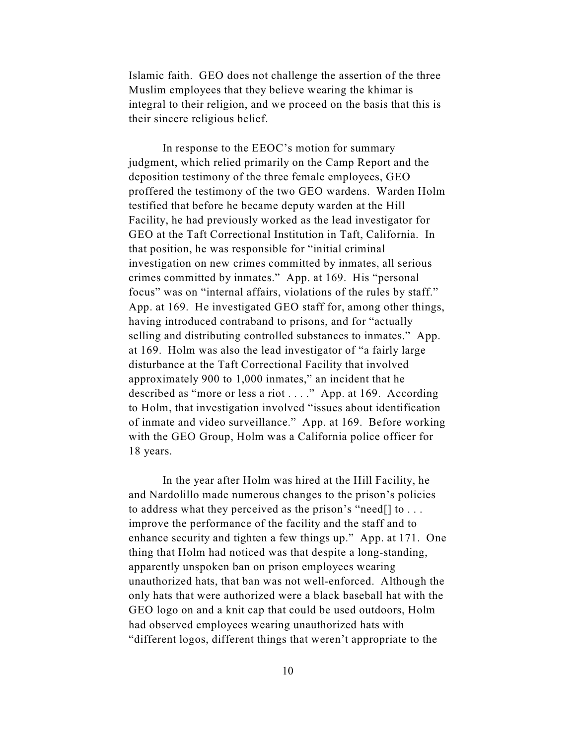Islamic faith. GEO does not challenge the assertion of the three Muslim employees that they believe wearing the khimar is integral to their religion, and we proceed on the basis that this is their sincere religious belief.

In response to the EEOC's motion for summary judgment, which relied primarily on the Camp Report and the deposition testimony of the three female employees, GEO proffered the testimony of the two GEO wardens. Warden Holm testified that before he became deputy warden at the Hill Facility, he had previously worked as the lead investigator for GEO at the Taft Correctional Institution in Taft, California. In that position, he was responsible for "initial criminal investigation on new crimes committed by inmates, all serious crimes committed by inmates." App. at 169. His "personal focus" was on "internal affairs, violations of the rules by staff." App. at 169. He investigated GEO staff for, among other things, having introduced contraband to prisons, and for "actually selling and distributing controlled substances to inmates." App. at 169. Holm was also the lead investigator of "a fairly large disturbance at the Taft Correctional Facility that involved approximately 900 to 1,000 inmates," an incident that he described as "more or less a riot . . . ." App. at 169. According to Holm, that investigation involved "issues about identification of inmate and video surveillance." App. at 169. Before working with the GEO Group, Holm was a California police officer for 18 years.

In the year after Holm was hired at the Hill Facility, he and Nardolillo made numerous changes to the prison's policies to address what they perceived as the prison's "need[] to . . . improve the performance of the facility and the staff and to enhance security and tighten a few things up." App. at 171. One thing that Holm had noticed was that despite a long-standing, apparently unspoken ban on prison employees wearing unauthorized hats, that ban was not well-enforced. Although the only hats that were authorized were a black baseball hat with the GEO logo on and a knit cap that could be used outdoors, Holm had observed employees wearing unauthorized hats with "different logos, different things that weren't appropriate to the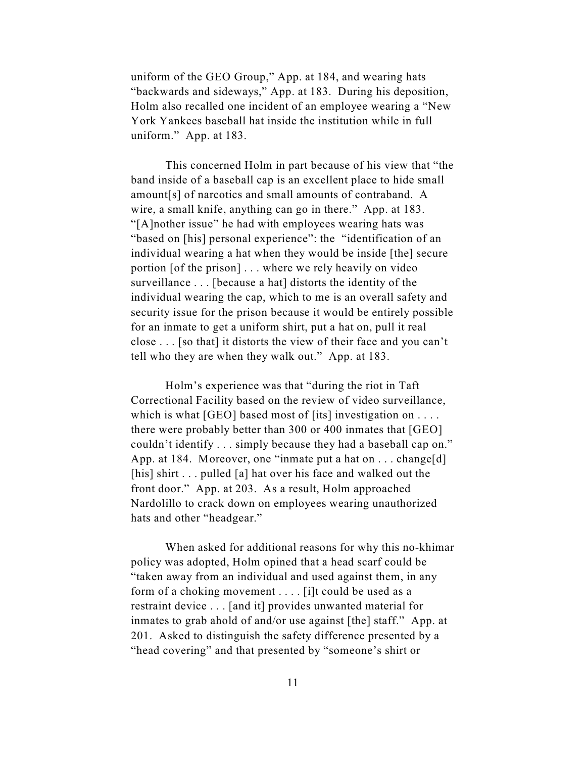uniform of the GEO Group," App. at 184, and wearing hats "backwards and sideways," App. at 183. During his deposition, Holm also recalled one incident of an employee wearing a "New York Yankees baseball hat inside the institution while in full uniform." App. at 183.

This concerned Holm in part because of his view that "the band inside of a baseball cap is an excellent place to hide small amount[s] of narcotics and small amounts of contraband. A wire, a small knife, anything can go in there." App. at 183. "[A]nother issue" he had with employees wearing hats was "based on [his] personal experience": the "identification of an individual wearing a hat when they would be inside [the] secure portion [of the prison] . . . where we rely heavily on video surveillance . . . [because a hat] distorts the identity of the individual wearing the cap, which to me is an overall safety and security issue for the prison because it would be entirely possible for an inmate to get a uniform shirt, put a hat on, pull it real close . . . [so that] it distorts the view of their face and you can't tell who they are when they walk out." App. at 183.

Holm's experience was that "during the riot in Taft Correctional Facility based on the review of video surveillance, which is what [GEO] based most of [its] investigation on . . . . there were probably better than 300 or 400 inmates that [GEO] couldn't identify . . . simply because they had a baseball cap on." App. at 184. Moreover, one "inmate put a hat on . . . change[d] [his] shirt . . . pulled [a] hat over his face and walked out the front door." App. at 203. As a result, Holm approached Nardolillo to crack down on employees wearing unauthorized hats and other "headgear."

When asked for additional reasons for why this no-khimar policy was adopted, Holm opined that a head scarf could be "taken away from an individual and used against them, in any form of a choking movement . . . . [i]t could be used as a restraint device . . . [and it] provides unwanted material for inmates to grab ahold of and/or use against [the] staff." App. at 201. Asked to distinguish the safety difference presented by a "head covering" and that presented by "someone's shirt or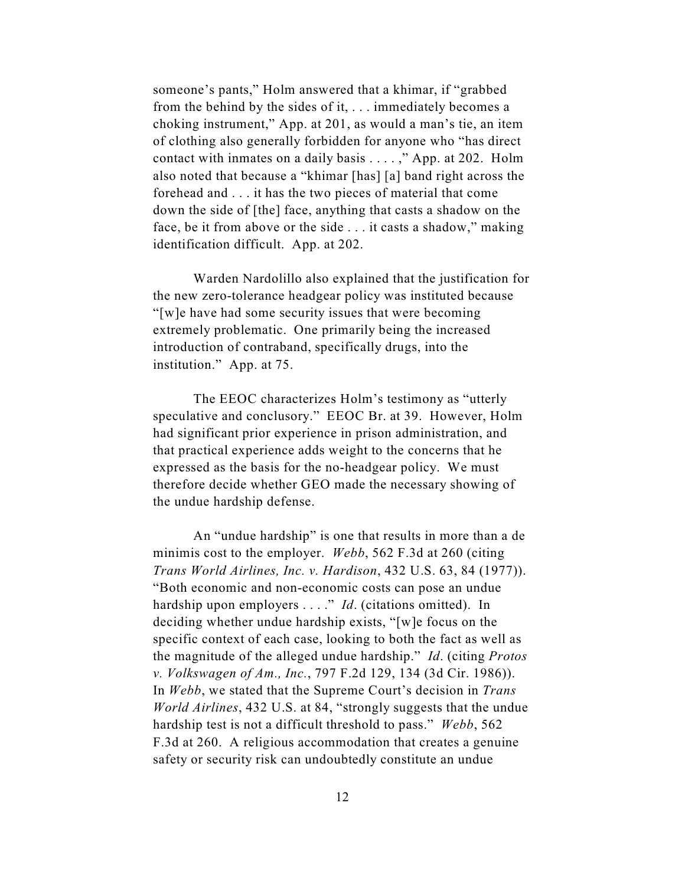someone's pants," Holm answered that a khimar, if "grabbed from the behind by the sides of it, . . . immediately becomes a choking instrument," App. at 201, as would a man's tie, an item of clothing also generally forbidden for anyone who "has direct contact with inmates on a daily basis . . . . ," App. at 202. Holm also noted that because a "khimar [has] [a] band right across the forehead and . . . it has the two pieces of material that come down the side of [the] face, anything that casts a shadow on the face, be it from above or the side . . . it casts a shadow," making identification difficult. App. at 202.

Warden Nardolillo also explained that the justification for the new zero-tolerance headgear policy was instituted because "[w]e have had some security issues that were becoming extremely problematic. One primarily being the increased introduction of contraband, specifically drugs, into the institution." App. at 75.

The EEOC characterizes Holm's testimony as "utterly speculative and conclusory." EEOC Br. at 39. However, Holm had significant prior experience in prison administration, and that practical experience adds weight to the concerns that he expressed as the basis for the no-headgear policy. We must therefore decide whether GEO made the necessary showing of the undue hardship defense.

An "undue hardship" is one that results in more than a de minimis cost to the employer. *Webb*, 562 F.3d at 260 (citing *Trans World Airlines, Inc. v. Hardison*, 432 U.S. 63, 84 (1977)). "Both economic and non-economic costs can pose an undue hardship upon employers . . . ." *Id*. (citations omitted). In deciding whether undue hardship exists, "[w]e focus on the specific context of each case, looking to both the fact as well as the magnitude of the alleged undue hardship." *Id*. (citing *Protos v. Volkswagen of Am., Inc.*, 797 F.2d 129, 134 (3d Cir. 1986)). In *Webb*, we stated that the Supreme Court's decision in *Trans World Airlines*, 432 U.S. at 84, "strongly suggests that the undue hardship test is not a difficult threshold to pass." *Webb*, 562 F.3d at 260. A religious accommodation that creates a genuine safety or security risk can undoubtedly constitute an undue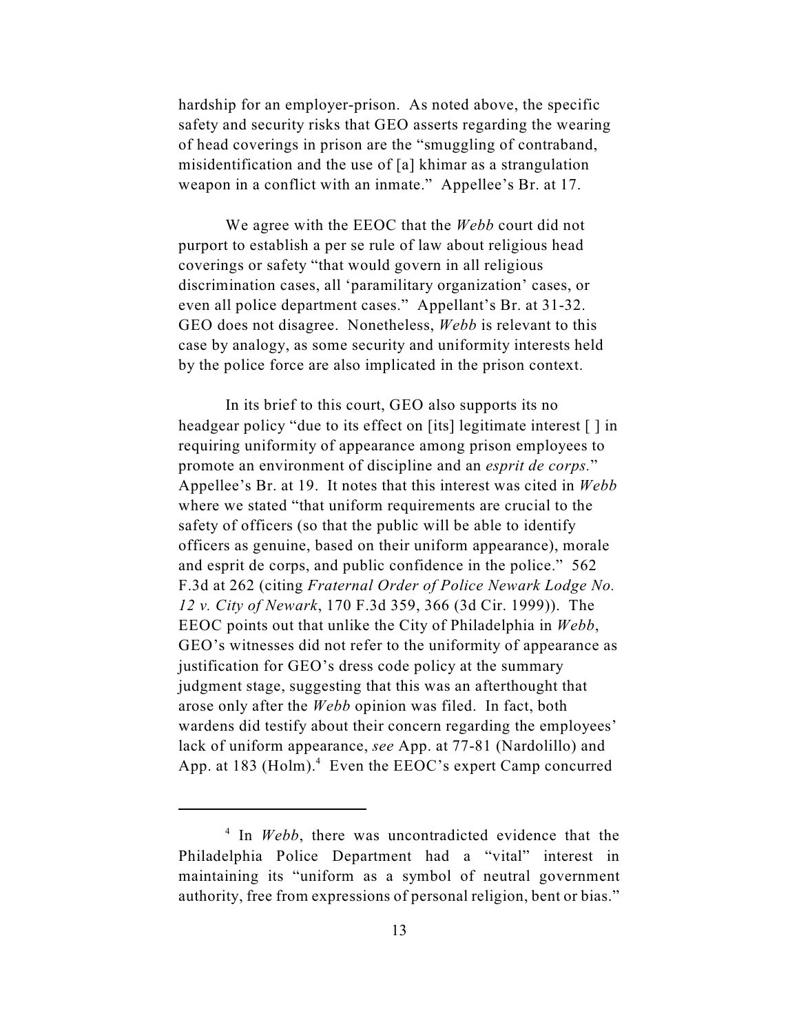hardship for an employer-prison. As noted above, the specific safety and security risks that GEO asserts regarding the wearing of head coverings in prison are the "smuggling of contraband, misidentification and the use of [a] khimar as a strangulation weapon in a conflict with an inmate." Appellee's Br. at 17.

We agree with the EEOC that the *Webb* court did not purport to establish a per se rule of law about religious head coverings or safety "that would govern in all religious discrimination cases, all 'paramilitary organization' cases, or even all police department cases." Appellant's Br. at 31-32. GEO does not disagree. Nonetheless, *Webb* is relevant to this case by analogy, as some security and uniformity interests held by the police force are also implicated in the prison context.

In its brief to this court, GEO also supports its no headgear policy "due to its effect on [its] legitimate interest [ ] in requiring uniformity of appearance among prison employees to promote an environment of discipline and an *esprit de corps.*" Appellee's Br. at 19. It notes that this interest was cited in *Webb* where we stated "that uniform requirements are crucial to the safety of officers (so that the public will be able to identify officers as genuine, based on their uniform appearance), morale and esprit de corps, and public confidence in the police." 562 F.3d at 262 (citing *Fraternal Order of Police Newark Lodge No. 12 v. City of Newark*, 170 F.3d 359, 366 (3d Cir. 1999)). The EEOC points out that unlike the City of Philadelphia in *Webb*, GEO's witnesses did not refer to the uniformity of appearance as justification for GEO's dress code policy at the summary judgment stage, suggesting that this was an afterthought that arose only after the *Webb* opinion was filed. In fact, both wardens did testify about their concern regarding the employees' lack of uniform appearance, *see* App. at 77-81 (Nardolillo) and App. at 183 (Holm).[4] Even the EEOC's expert Camp concurred

---

[4] In *Webb*, there was uncontradicted evidence that the Philadelphia Police Department had a "vital" interest in maintaining its "uniform as a symbol of neutral government authority, free from expressions of personal religion, bent or bias."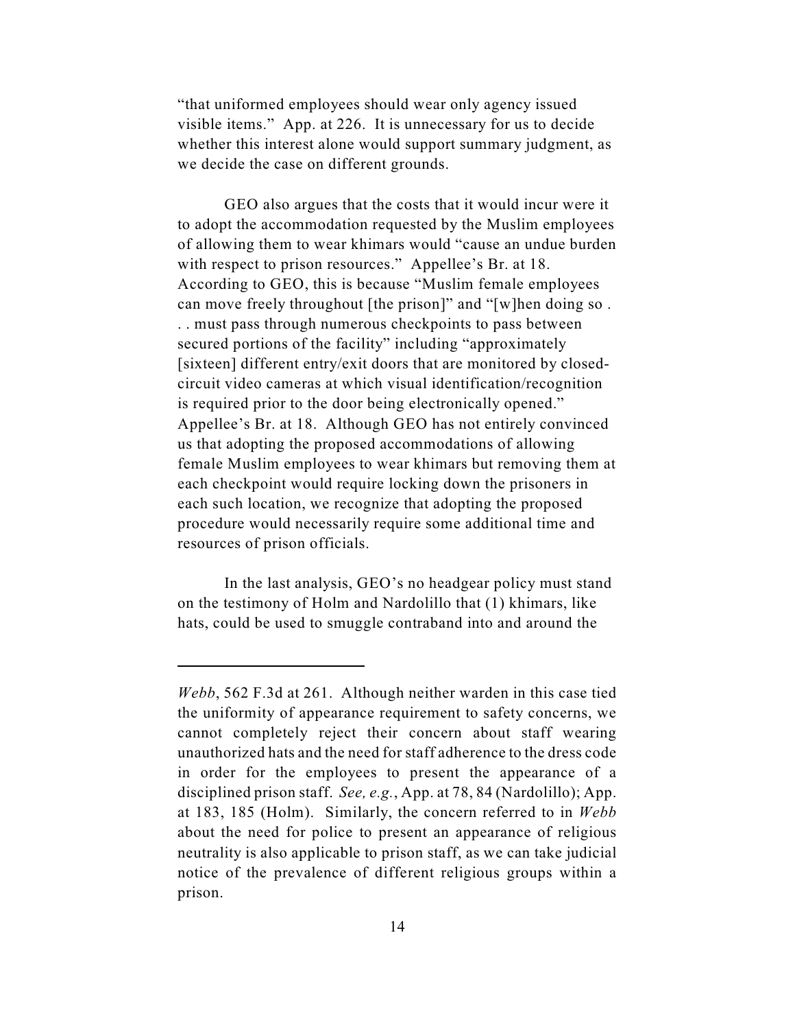"that uniformed employees should wear only agency issued visible items." App. at 226. It is unnecessary for us to decide whether this interest alone would support summary judgment, as we decide the case on different grounds.

GEO also argues that the costs that it would incur were it to adopt the accommodation requested by the Muslim employees of allowing them to wear khimars would "cause an undue burden with respect to prison resources." Appellee's Br. at 18. According to GEO, this is because "Muslim female employees can move freely throughout [the prison]" and "[w]hen doing so . . . must pass through numerous checkpoints to pass between secured portions of the facility" including "approximately [sixteen] different entry/exit doors that are monitored by closed-circuit video cameras at which visual identification/recognition is required prior to the door being electronically opened." Appellee's Br. at 18. Although GEO has not entirely convinced us that adopting the proposed accommodations of allowing female Muslim employees to wear khimars but removing them at each checkpoint would require locking down the prisoners in each such location, we recognize that adopting the proposed procedure would necessarily require some additional time and resources of prison officials.

In the last analysis, GEO's no headgear policy must stand on the testimony of Holm and Nardolillo that (1) khimars, like hats, could be used to smuggle contraband into and around the

---

*Webb*, 562 F.3d at 261. Although neither warden in this case tied the uniformity of appearance requirement to safety concerns, we cannot completely reject their concern about staff wearing unauthorized hats and the need for staff adherence to the dress code in order for the employees to present the appearance of a disciplined prison staff. *See, e.g.*, App. at 78, 84 (Nardolillo); App. at 183, 185 (Holm). Similarly, the concern referred to in *Webb* about the need for police to present an appearance of religious neutrality is also applicable to prison staff, as we can take judicial notice of the prevalence of different religious groups within a prison.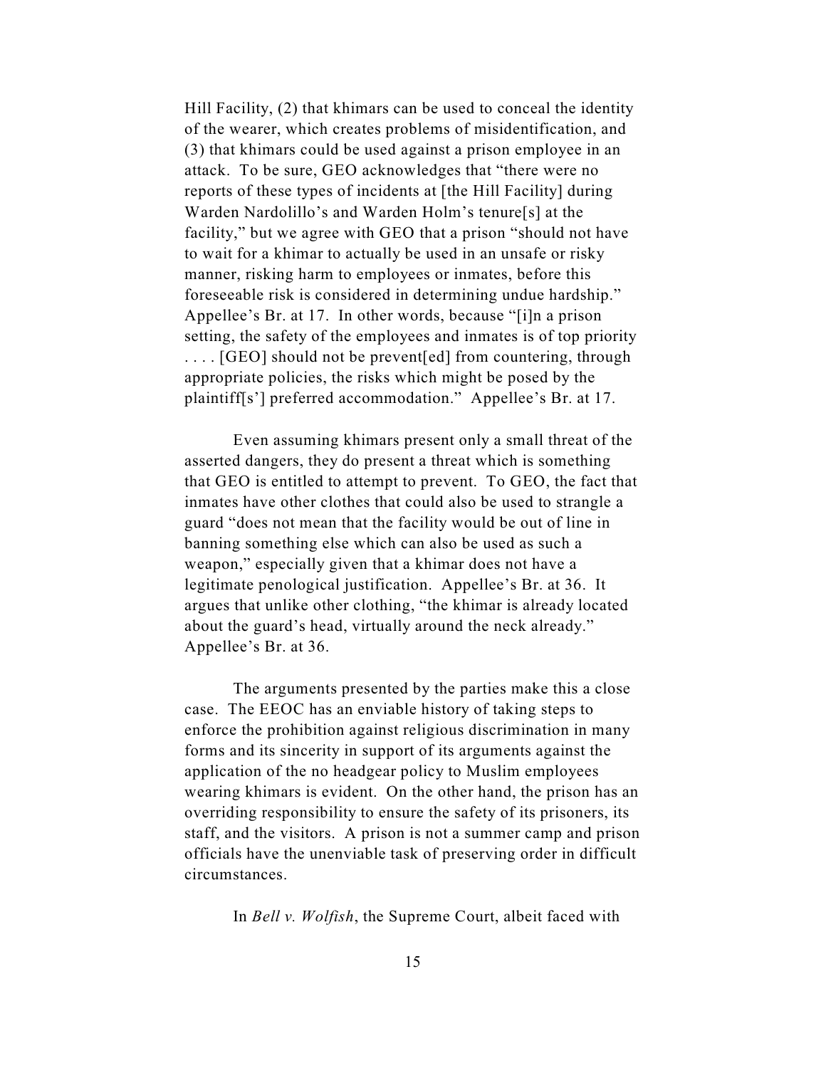Hill Facility, (2) that khimars can be used to conceal the identity of the wearer, which creates problems of misidentification, and (3) that khimars could be used against a prison employee in an attack. To be sure, GEO acknowledges that "there were no reports of these types of incidents at [the Hill Facility] during Warden Nardolillo's and Warden Holm's tenure[s] at the facility," but we agree with GEO that a prison "should not have to wait for a khimar to actually be used in an unsafe or risky manner, risking harm to employees or inmates, before this foreseeable risk is considered in determining undue hardship." Appellee's Br. at 17. In other words, because "[i]n a prison setting, the safety of the employees and inmates is of top priority . . . . [GEO] should not be prevent[ed] from countering, through appropriate policies, the risks which might be posed by the plaintiff[s'] preferred accommodation." Appellee's Br. at 17.

Even assuming khimars present only a small threat of the asserted dangers, they do present a threat which is something that GEO is entitled to attempt to prevent. To GEO, the fact that inmates have other clothes that could also be used to strangle a guard "does not mean that the facility would be out of line in banning something else which can also be used as such a weapon," especially given that a khimar does not have a legitimate penological justification. Appellee's Br. at 36. It argues that unlike other clothing, "the khimar is already located about the guard's head, virtually around the neck already." Appellee's Br. at 36.

The arguments presented by the parties make this a close case. The EEOC has an enviable history of taking steps to enforce the prohibition against religious discrimination in many forms and its sincerity in support of its arguments against the application of the no headgear policy to Muslim employees wearing khimars is evident. On the other hand, the prison has an overriding responsibility to ensure the safety of its prisoners, its staff, and the visitors. A prison is not a summer camp and prison officials have the unenviable task of preserving order in difficult circumstances.

In *Bell v. Wolfish*, the Supreme Court, albeit faced with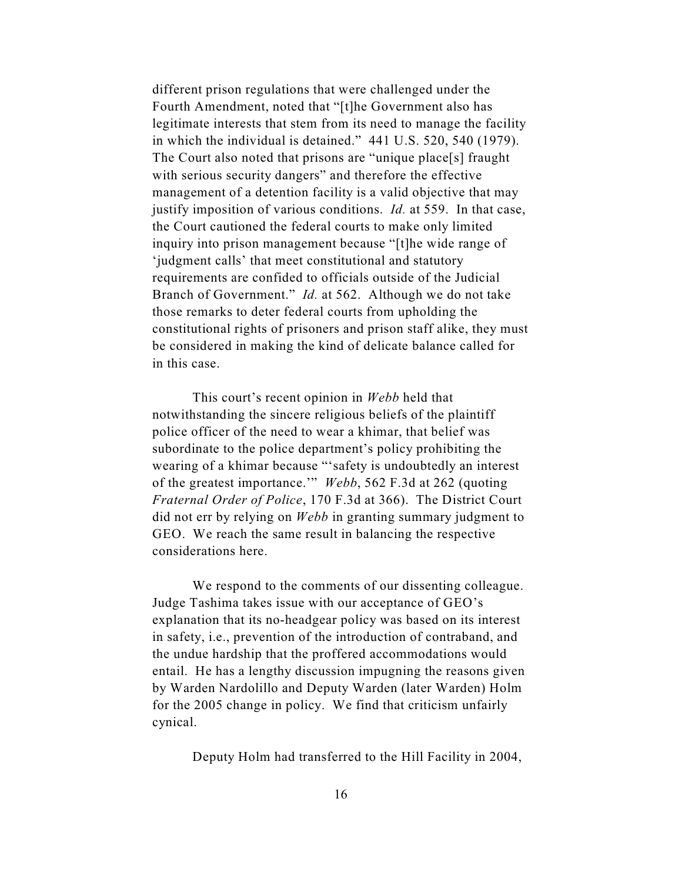different prison regulations that were challenged under the Fourth Amendment, noted that "[t]he Government also has legitimate interests that stem from its need to manage the facility in which the individual is detained." 441 U.S. 520, 540 (1979). The Court also noted that prisons are "unique place[s] fraught with serious security dangers" and therefore the effective management of a detention facility is a valid objective that may justify imposition of various conditions. *Id.* at 559. In that case, the Court cautioned the federal courts to make only limited inquiry into prison management because "[t]he wide range of 'judgment calls' that meet constitutional and statutory requirements are confided to officials outside of the Judicial Branch of Government." *Id.* at 562. Although we do not take those remarks to deter federal courts from upholding the constitutional rights of prisoners and prison staff alike, they must be considered in making the kind of delicate balance called for in this case.

This court's recent opinion in *Webb* held that notwithstanding the sincere religious beliefs of the plaintiff police officer of the need to wear a khimar, that belief was subordinate to the police department's policy prohibiting the wearing of a khimar because "'safety is undoubtedly an interest of the greatest importance.'" *Webb*, 562 F.3d at 262 (quoting *Fraternal Order of Police*, 170 F.3d at 366). The District Court did not err by relying on *Webb* in granting summary judgment to GEO. We reach the same result in balancing the respective considerations here.

We respond to the comments of our dissenting colleague. Judge Tashima takes issue with our acceptance of GEO's explanation that its no-headgear policy was based on its interest in safety, i.e., prevention of the introduction of contraband, and the undue hardship that the proffered accommodations would entail. He has a lengthy discussion impugning the reasons given by Warden Nardolillo and Deputy Warden (later Warden) Holm for the 2005 change in policy. We find that criticism unfairly cynical.

Deputy Holm had transferred to the Hill Facility in 2004,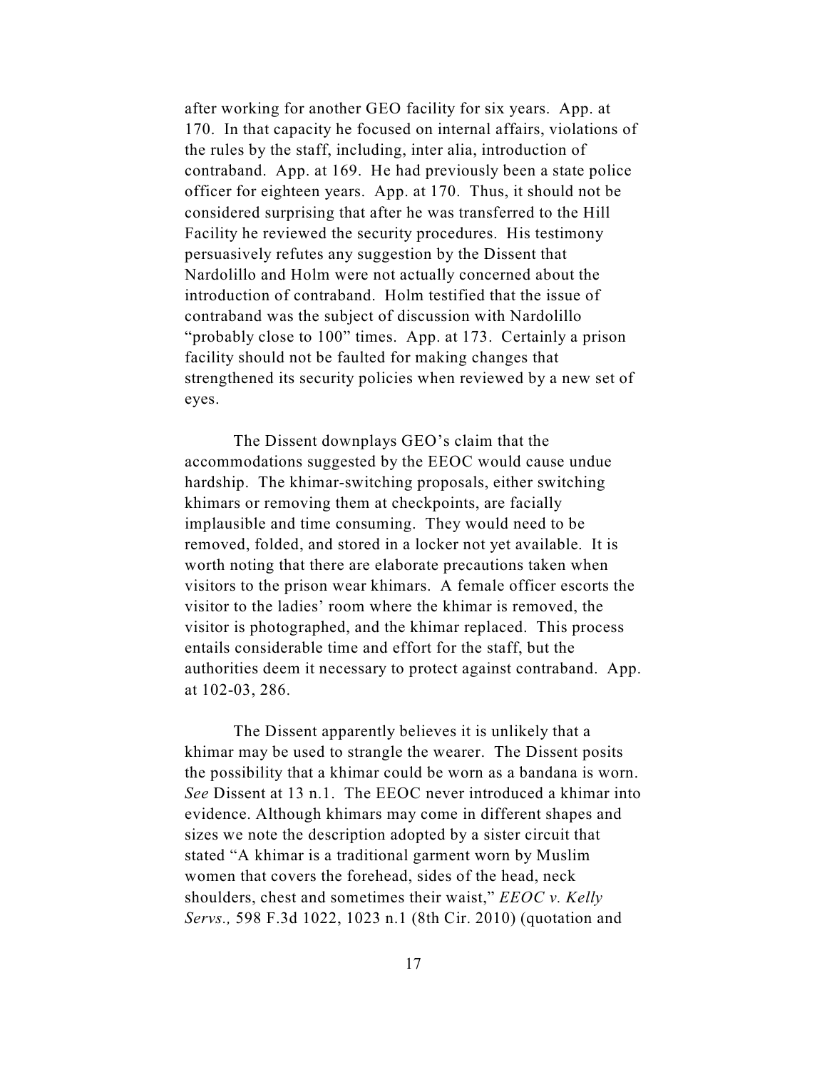after working for another GEO facility for six years. App. at 170. In that capacity he focused on internal affairs, violations of the rules by the staff, including, inter alia, introduction of contraband. App. at 169. He had previously been a state police officer for eighteen years. App. at 170. Thus, it should not be considered surprising that after he was transferred to the Hill Facility he reviewed the security procedures. His testimony persuasively refutes any suggestion by the Dissent that Nardolillo and Holm were not actually concerned about the introduction of contraband. Holm testified that the issue of contraband was the subject of discussion with Nardolillo "probably close to 100" times. App. at 173. Certainly a prison facility should not be faulted for making changes that strengthened its security policies when reviewed by a new set of eyes.

The Dissent downplays GEO's claim that the accommodations suggested by the EEOC would cause undue hardship. The khimar-switching proposals, either switching khimars or removing them at checkpoints, are facially implausible and time consuming. They would need to be removed, folded, and stored in a locker not yet available. It is worth noting that there are elaborate precautions taken when visitors to the prison wear khimars. A female officer escorts the visitor to the ladies' room where the khimar is removed, the visitor is photographed, and the khimar replaced. This process entails considerable time and effort for the staff, but the authorities deem it necessary to protect against contraband. App. at 102-03, 286.

The Dissent apparently believes it is unlikely that a khimar may be used to strangle the wearer. The Dissent posits the possibility that a khimar could be worn as a bandana is worn. *See* Dissent at 13 n.1. The EEOC never introduced a khimar into evidence. Although khimars may come in different shapes and sizes we note the description adopted by a sister circuit that stated "A khimar is a traditional garment worn by Muslim women that covers the forehead, sides of the head, neck shoulders, chest and sometimes their waist," *EEOC v. Kelly Servs.,* 598 F.3d 1022, 1023 n.1 (8th Cir. 2010) (quotation and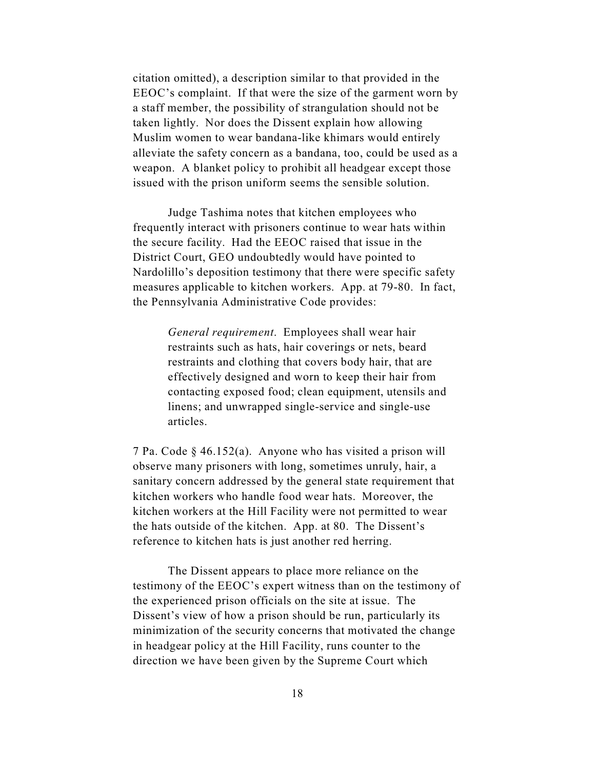citation omitted), a description similar to that provided in the EEOC's complaint. If that were the size of the garment worn by a staff member, the possibility of strangulation should not be taken lightly. Nor does the Dissent explain how allowing Muslim women to wear bandana-like khimars would entirely alleviate the safety concern as a bandana, too, could be used as a weapon. A blanket policy to prohibit all headgear except those issued with the prison uniform seems the sensible solution.

Judge Tashima notes that kitchen employees who frequently interact with prisoners continue to wear hats within the secure facility. Had the EEOC raised that issue in the District Court, GEO undoubtedly would have pointed to Nardolillo's deposition testimony that there were specific safety measures applicable to kitchen workers. App. at 79-80. In fact, the Pennsylvania Administrative Code provides:

> *General requirement*. Employees shall wear hair restraints such as hats, hair coverings or nets, beard restraints and clothing that covers body hair, that are effectively designed and worn to keep their hair from contacting exposed food; clean equipment, utensils and linens; and unwrapped single-service and single-use articles.

7 Pa. Code § 46.152(a). Anyone who has visited a prison will observe many prisoners with long, sometimes unruly, hair, a sanitary concern addressed by the general state requirement that kitchen workers who handle food wear hats. Moreover, the kitchen workers at the Hill Facility were not permitted to wear the hats outside of the kitchen. App. at 80. The Dissent's reference to kitchen hats is just another red herring.

The Dissent appears to place more reliance on the testimony of the EEOC's expert witness than on the testimony of the experienced prison officials on the site at issue. The Dissent's view of how a prison should be run, particularly its minimization of the security concerns that motivated the change in headgear policy at the Hill Facility, runs counter to the direction we have been given by the Supreme Court which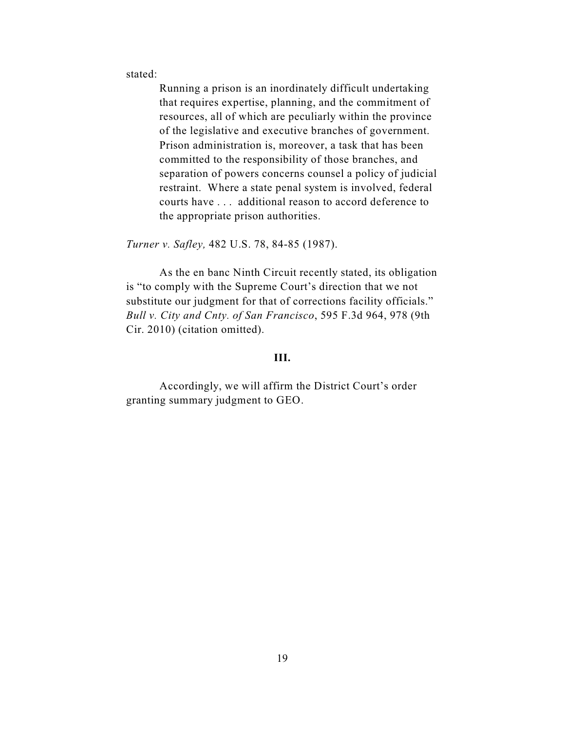stated:

> Running a prison is an inordinately difficult undertaking that requires expertise, planning, and the commitment of resources, all of which are peculiarly within the province of the legislative and executive branches of government. Prison administration is, moreover, a task that has been committed to the responsibility of those branches, and separation of powers concerns counsel a policy of judicial restraint. Where a state penal system is involved, federal courts have . . . additional reason to accord deference to the appropriate prison authorities.

*Turner v. Safley,* 482 U.S. 78, 84-85 (1987).

As the en banc Ninth Circuit recently stated, its obligation is "to comply with the Supreme Court's direction that we not substitute our judgment for that of corrections facility officials." *Bull v. City and Cnty. of San Francisco*, 595 F.3d 964, 978 (9th Cir. 2010) (citation omitted).

## III.

Accordingly, we will affirm the District Court's order granting summary judgment to GEO.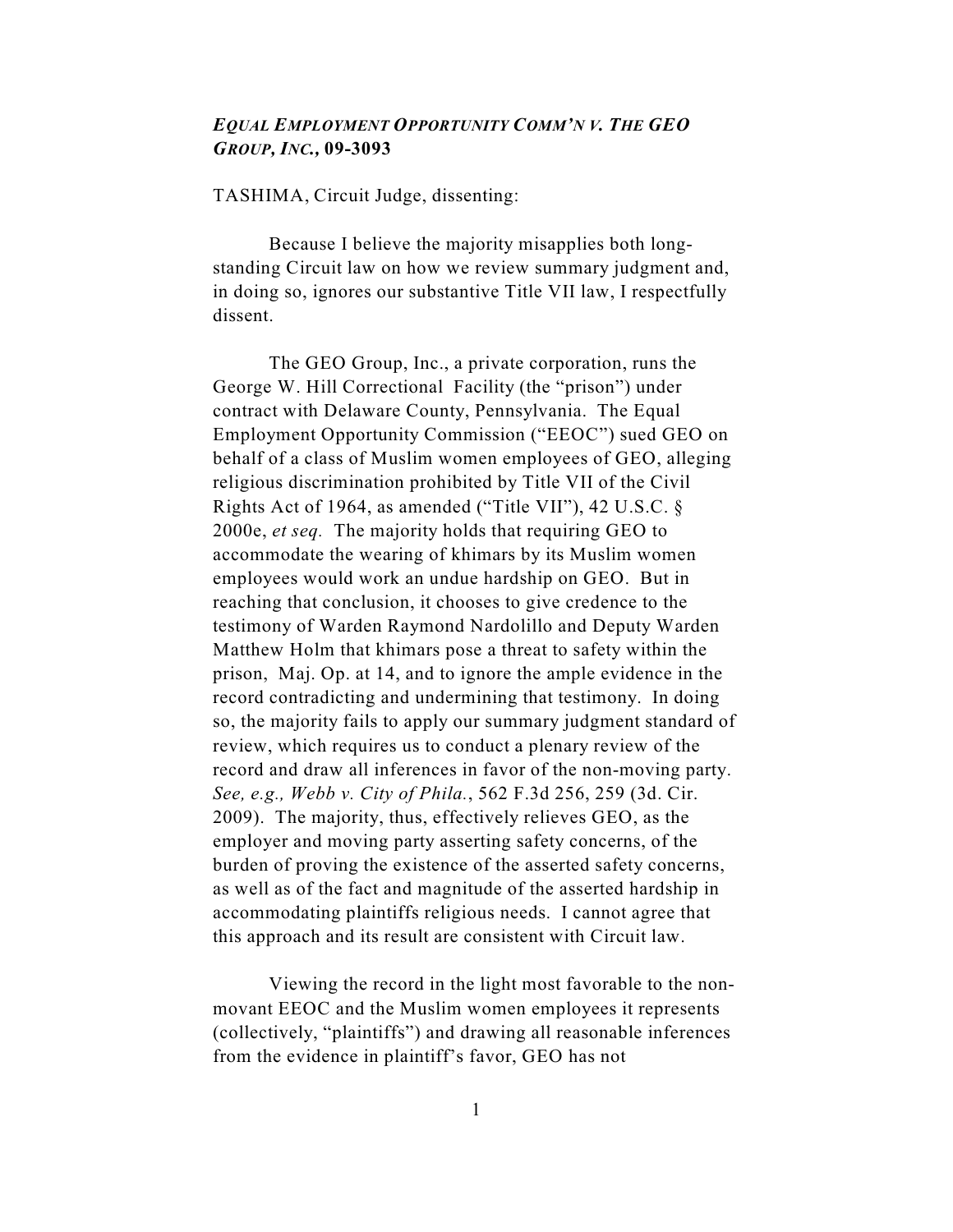*EQUAL EMPLOYMENT OPPORTUNITY COMM'N V. THE GEO GROUP, INC.*, **09-3093**

TASHIMA, Circuit Judge, dissenting:

Because I believe the majority misapplies both long-standing Circuit law on how we review summary judgment and, in doing so, ignores our substantive Title VII law, I respectfully dissent.

The GEO Group, Inc., a private corporation, runs the George W. Hill Correctional Facility (the "prison") under contract with Delaware County, Pennsylvania. The Equal Employment Opportunity Commission ("EEOC") sued GEO on behalf of a class of Muslim women employees of GEO, alleging religious discrimination prohibited by Title VII of the Civil Rights Act of 1964, as amended ("Title VII"), 42 U.S.C. § 2000e, *et seq.* The majority holds that requiring GEO to accommodate the wearing of khimars by its Muslim women employees would work an undue hardship on GEO. But in reaching that conclusion, it chooses to give credence to the testimony of Warden Raymond Nardolillo and Deputy Warden Matthew Holm that khimars pose a threat to safety within the prison, Maj. Op. at 14, and to ignore the ample evidence in the record contradicting and undermining that testimony. In doing so, the majority fails to apply our summary judgment standard of review, which requires us to conduct a plenary review of the record and draw all inferences in favor of the non-moving party. *See, e.g., Webb v. City of Phila.*, 562 F.3d 256, 259 (3d. Cir. 2009). The majority, thus, effectively relieves GEO, as the employer and moving party asserting safety concerns, of the burden of proving the existence of the asserted safety concerns, as well as of the fact and magnitude of the asserted hardship in accommodating plaintiffs religious needs. I cannot agree that this approach and its result are consistent with Circuit law.

Viewing the record in the light most favorable to the non-movant EEOC and the Muslim women employees it represents (collectively, "plaintiffs") and drawing all reasonable inferences from the evidence in plaintiff's favor, GEO has not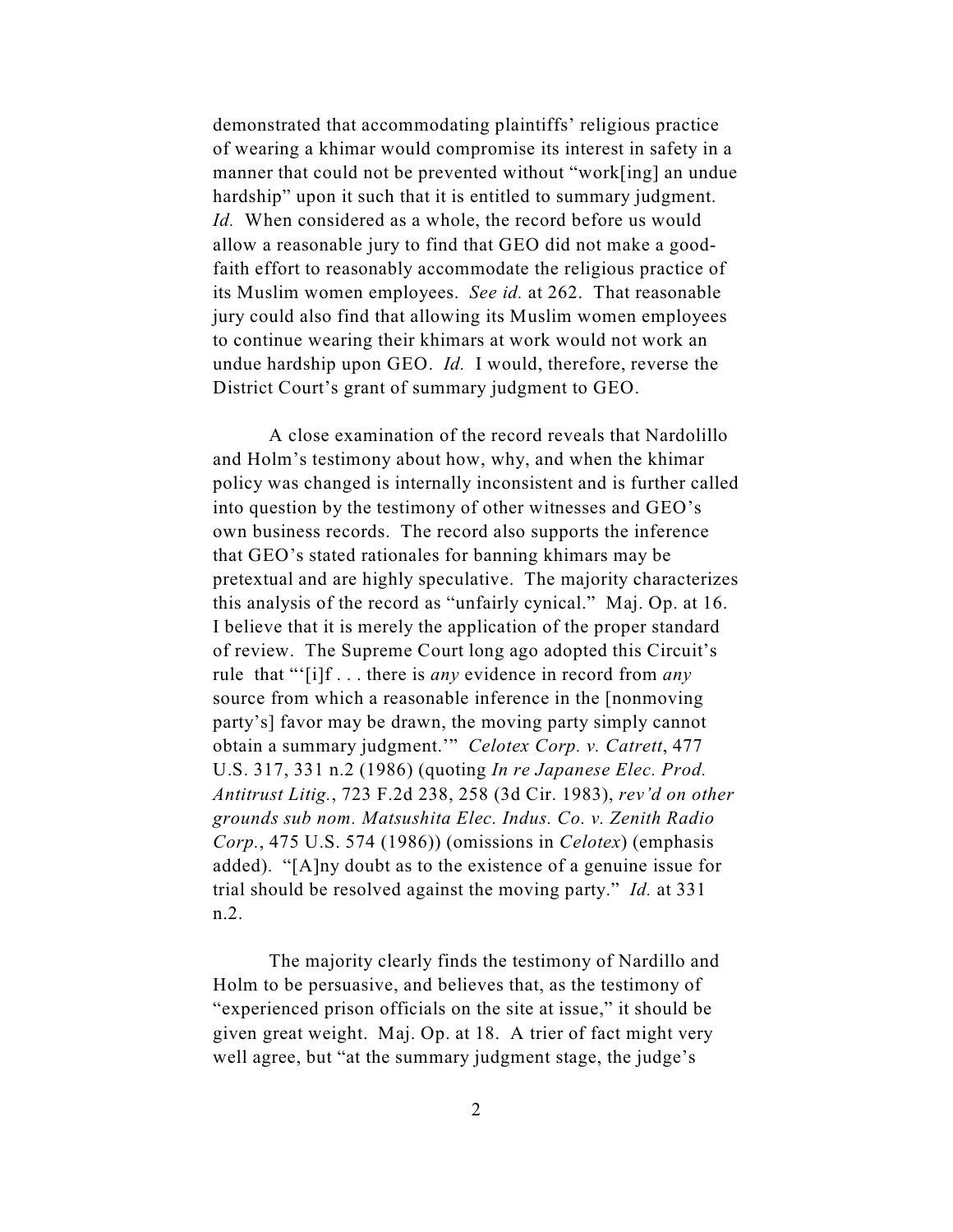demonstrated that accommodating plaintiffs' religious practice of wearing a khimar would compromise its interest in safety in a manner that could not be prevented without "work[ing] an undue hardship" upon it such that it is entitled to summary judgment. *Id.* When considered as a whole, the record before us would allow a reasonable jury to find that GEO did not make a good-faith effort to reasonably accommodate the religious practice of its Muslim women employees. *See id.* at 262. That reasonable jury could also find that allowing its Muslim women employees to continue wearing their khimars at work would not work an undue hardship upon GEO. *Id.* I would, therefore, reverse the District Court's grant of summary judgment to GEO.

A close examination of the record reveals that Nardolillo and Holm's testimony about how, why, and when the khimar policy was changed is internally inconsistent and is further called into question by the testimony of other witnesses and GEO's own business records. The record also supports the inference that GEO's stated rationales for banning khimars may be pretextual and are highly speculative. The majority characterizes this analysis of the record as "unfairly cynical." Maj. Op. at 16. I believe that it is merely the application of the proper standard of review. The Supreme Court long ago adopted this Circuit's rule that "'[i]f . . . there is *any* evidence in record from *any* source from which a reasonable inference in the [nonmoving party's] favor may be drawn, the moving party simply cannot obtain a summary judgment.'" *Celotex Corp. v. Catrett*, 477 U.S. 317, 331 n.2 (1986) (quoting *In re Japanese Elec. Prod. Antitrust Litig.*, 723 F.2d 238, 258 (3d Cir. 1983), *rev'd on other grounds sub nom. Matsushita Elec. Indus. Co. v. Zenith Radio Corp.*, 475 U.S. 574 (1986)) (omissions in *Celotex*) (emphasis added). "[A]ny doubt as to the existence of a genuine issue for trial should be resolved against the moving party." *Id.* at 331 n.2.

The majority clearly finds the testimony of Nardillo and Holm to be persuasive, and believes that, as the testimony of "experienced prison officials on the site at issue," it should be given great weight. Maj. Op. at 18. A trier of fact might very well agree, but "at the summary judgment stage, the judge's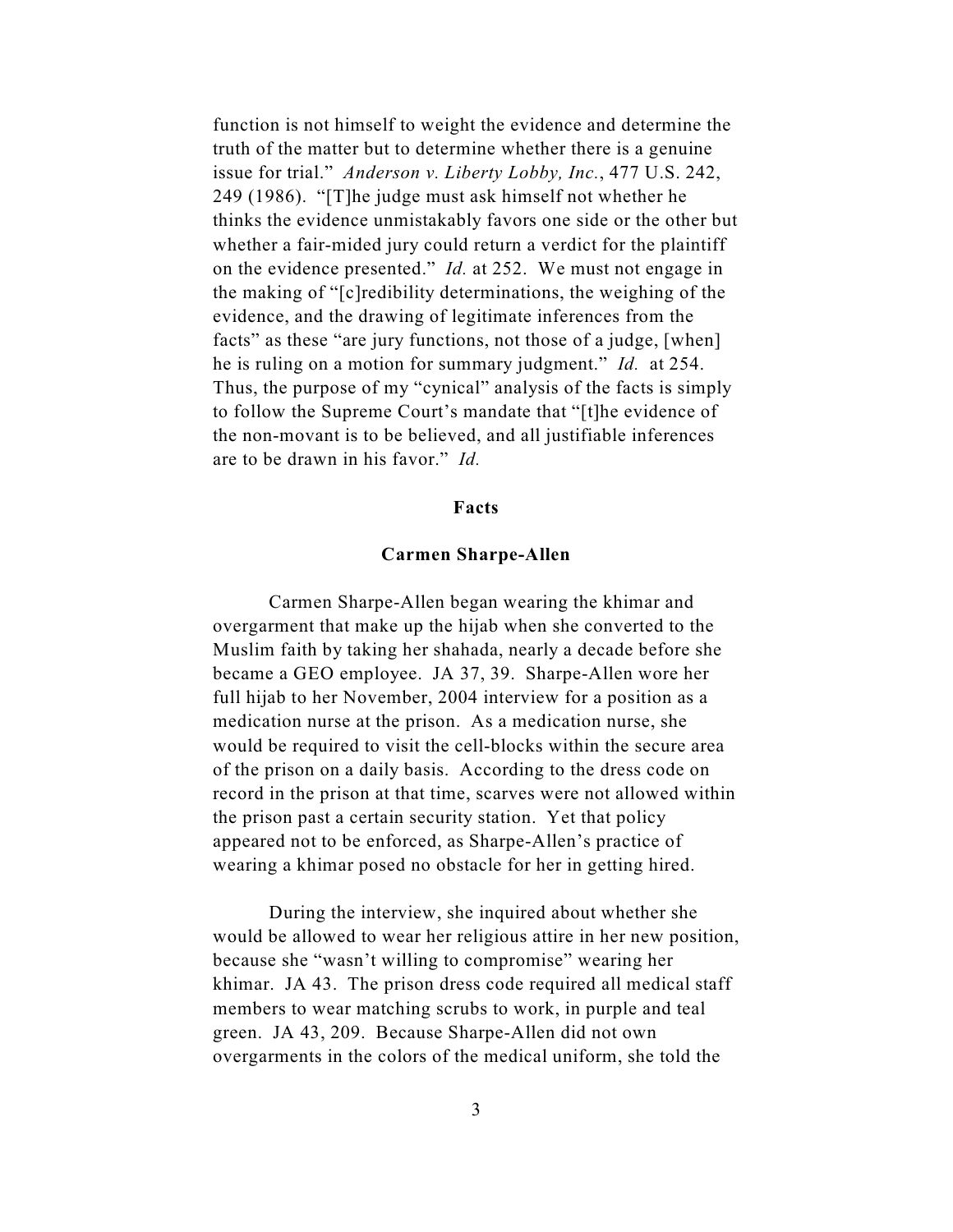function is not himself to weight the evidence and determine the truth of the matter but to determine whether there is a genuine issue for trial." *Anderson v. Liberty Lobby, Inc.*, 477 U.S. 242, 249 (1986). "[T]he judge must ask himself not whether he thinks the evidence unmistakably favors one side or the other but whether a fair-mided jury could return a verdict for the plaintiff on the evidence presented." *Id.* at 252. We must not engage in the making of "[c]redibility determinations, the weighing of the evidence, and the drawing of legitimate inferences from the facts" as these "are jury functions, not those of a judge, [when] he is ruling on a motion for summary judgment." *Id.* at 254. Thus, the purpose of my "cynical" analysis of the facts is simply to follow the Supreme Court's mandate that "[t]he evidence of the non-movant is to be believed, and all justifiable inferences are to be drawn in his favor." *Id.*

**Facts**

**Carmen Sharpe-Allen**

Carmen Sharpe-Allen began wearing the khimar and overgarment that make up the hijab when she converted to the Muslim faith by taking her shahada, nearly a decade before she became a GEO employee. JA 37, 39. Sharpe-Allen wore her full hijab to her November, 2004 interview for a position as a medication nurse at the prison. As a medication nurse, she would be required to visit the cell-blocks within the secure area of the prison on a daily basis. According to the dress code on record in the prison at that time, scarves were not allowed within the prison past a certain security station. Yet that policy appeared not to be enforced, as Sharpe-Allen's practice of wearing a khimar posed no obstacle for her in getting hired.

During the interview, she inquired about whether she would be allowed to wear her religious attire in her new position, because she "wasn't willing to compromise" wearing her khimar. JA 43. The prison dress code required all medical staff members to wear matching scrubs to work, in purple and teal green. JA 43, 209. Because Sharpe-Allen did not own overgarments in the colors of the medical uniform, she told the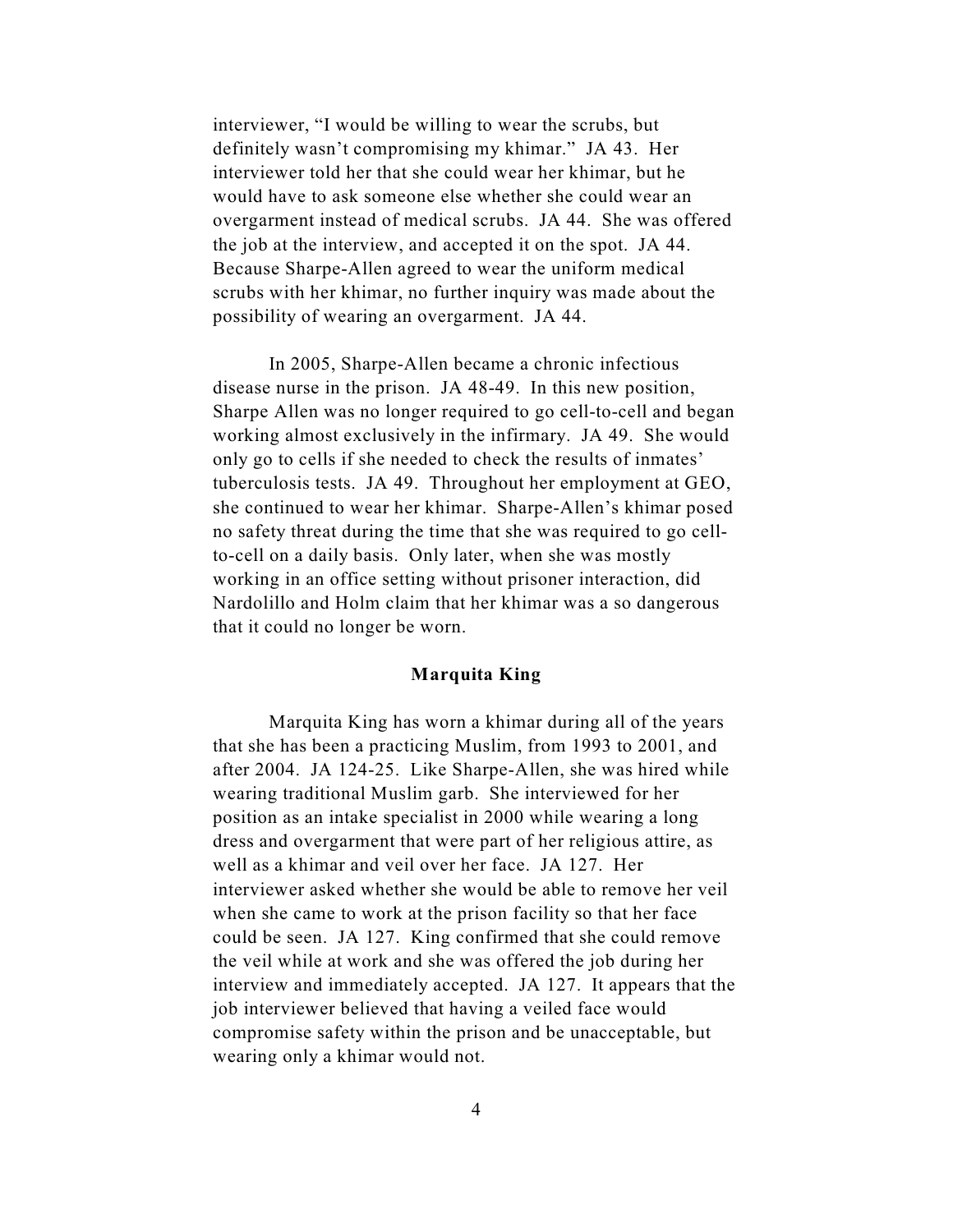interviewer, "I would be willing to wear the scrubs, but definitely wasn't compromising my khimar." JA 43. Her interviewer told her that she could wear her khimar, but he would have to ask someone else whether she could wear an overgarment instead of medical scrubs. JA 44. She was offered the job at the interview, and accepted it on the spot. JA 44. Because Sharpe-Allen agreed to wear the uniform medical scrubs with her khimar, no further inquiry was made about the possibility of wearing an overgarment. JA 44.

In 2005, Sharpe-Allen became a chronic infectious disease nurse in the prison. JA 48-49. In this new position, Sharpe Allen was no longer required to go cell-to-cell and began working almost exclusively in the infirmary. JA 49. She would only go to cells if she needed to check the results of inmates' tuberculosis tests. JA 49. Throughout her employment at GEO, she continued to wear her khimar. Sharpe-Allen's khimar posed no safety threat during the time that she was required to go cell-to-cell on a daily basis. Only later, when she was mostly working in an office setting without prisoner interaction, did Nardolillo and Holm claim that her khimar was a so dangerous that it could no longer be worn.

**Marquita King**

Marquita King has worn a khimar during all of the years that she has been a practicing Muslim, from 1993 to 2001, and after 2004. JA 124-25. Like Sharpe-Allen, she was hired while wearing traditional Muslim garb. She interviewed for her position as an intake specialist in 2000 while wearing a long dress and overgarment that were part of her religious attire, as well as a khimar and veil over her face. JA 127. Her interviewer asked whether she would be able to remove her veil when she came to work at the prison facility so that her face could be seen. JA 127. King confirmed that she could remove the veil while at work and she was offered the job during her interview and immediately accepted. JA 127. It appears that the job interviewer believed that having a veiled face would compromise safety within the prison and be unacceptable, but wearing only a khimar would not.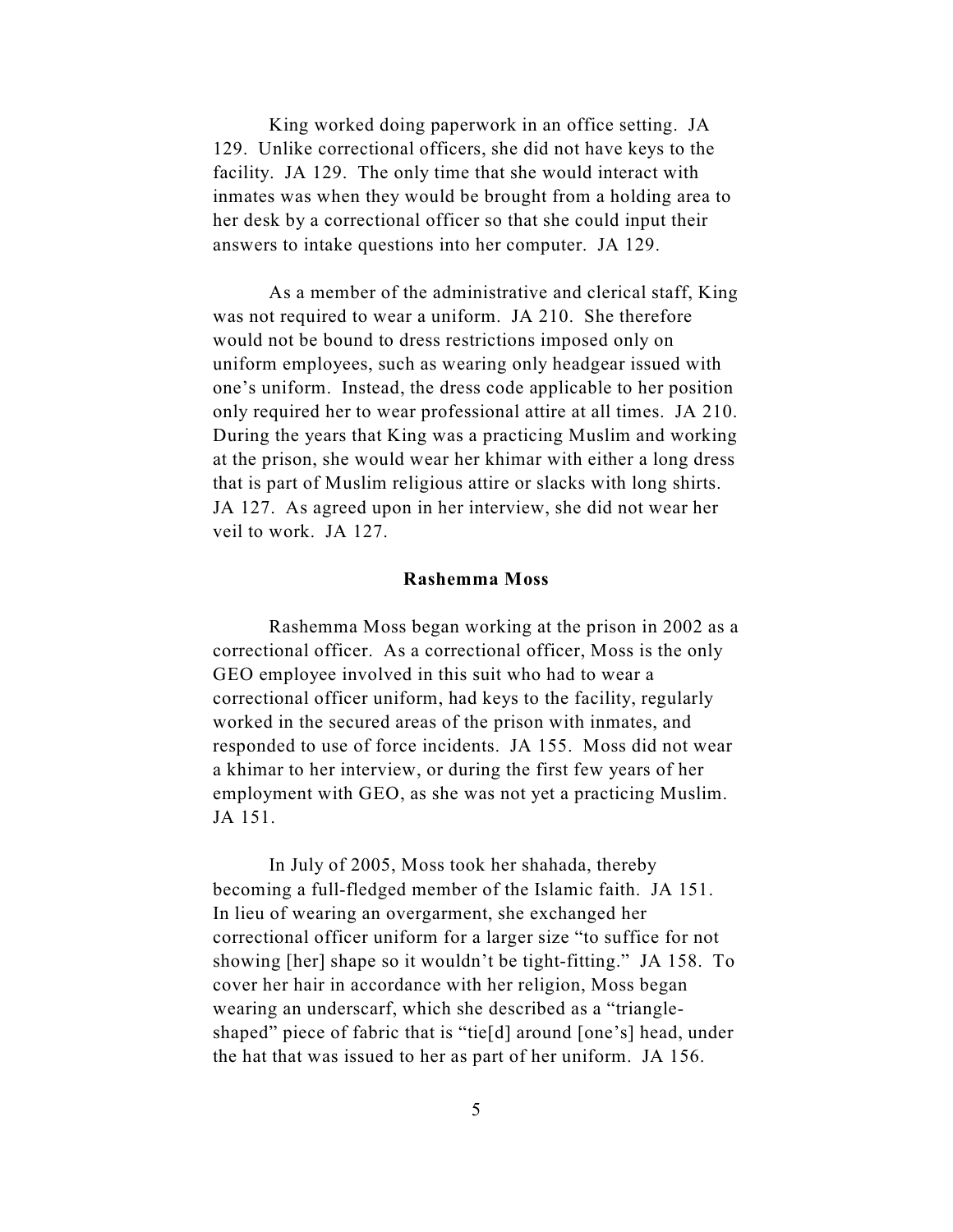King worked doing paperwork in an office setting. JA 129. Unlike correctional officers, she did not have keys to the facility. JA 129. The only time that she would interact with inmates was when they would be brought from a holding area to her desk by a correctional officer so that she could input their answers to intake questions into her computer. JA 129.

As a member of the administrative and clerical staff, King was not required to wear a uniform. JA 210. She therefore would not be bound to dress restrictions imposed only on uniform employees, such as wearing only headgear issued with one's uniform. Instead, the dress code applicable to her position only required her to wear professional attire at all times. JA 210. During the years that King was a practicing Muslim and working at the prison, she would wear her khimar with either a long dress that is part of Muslim religious attire or slacks with long shirts. JA 127. As agreed upon in her interview, she did not wear her veil to work. JA 127.

**Rashemma Moss**

Rashemma Moss began working at the prison in 2002 as a correctional officer. As a correctional officer, Moss is the only GEO employee involved in this suit who had to wear a correctional officer uniform, had keys to the facility, regularly worked in the secured areas of the prison with inmates, and responded to use of force incidents. JA 155. Moss did not wear a khimar to her interview, or during the first few years of her employment with GEO, as she was not yet a practicing Muslim. JA 151.

In July of 2005, Moss took her shahada, thereby becoming a full-fledged member of the Islamic faith. JA 151. In lieu of wearing an overgarment, she exchanged her correctional officer uniform for a larger size "to suffice for not showing [her] shape so it wouldn't be tight-fitting." JA 158. To cover her hair in accordance with her religion, Moss began wearing an underscarf, which she described as a "triangle-shaped" piece of fabric that is "tie[d] around [one's] head, under the hat that was issued to her as part of her uniform. JA 156.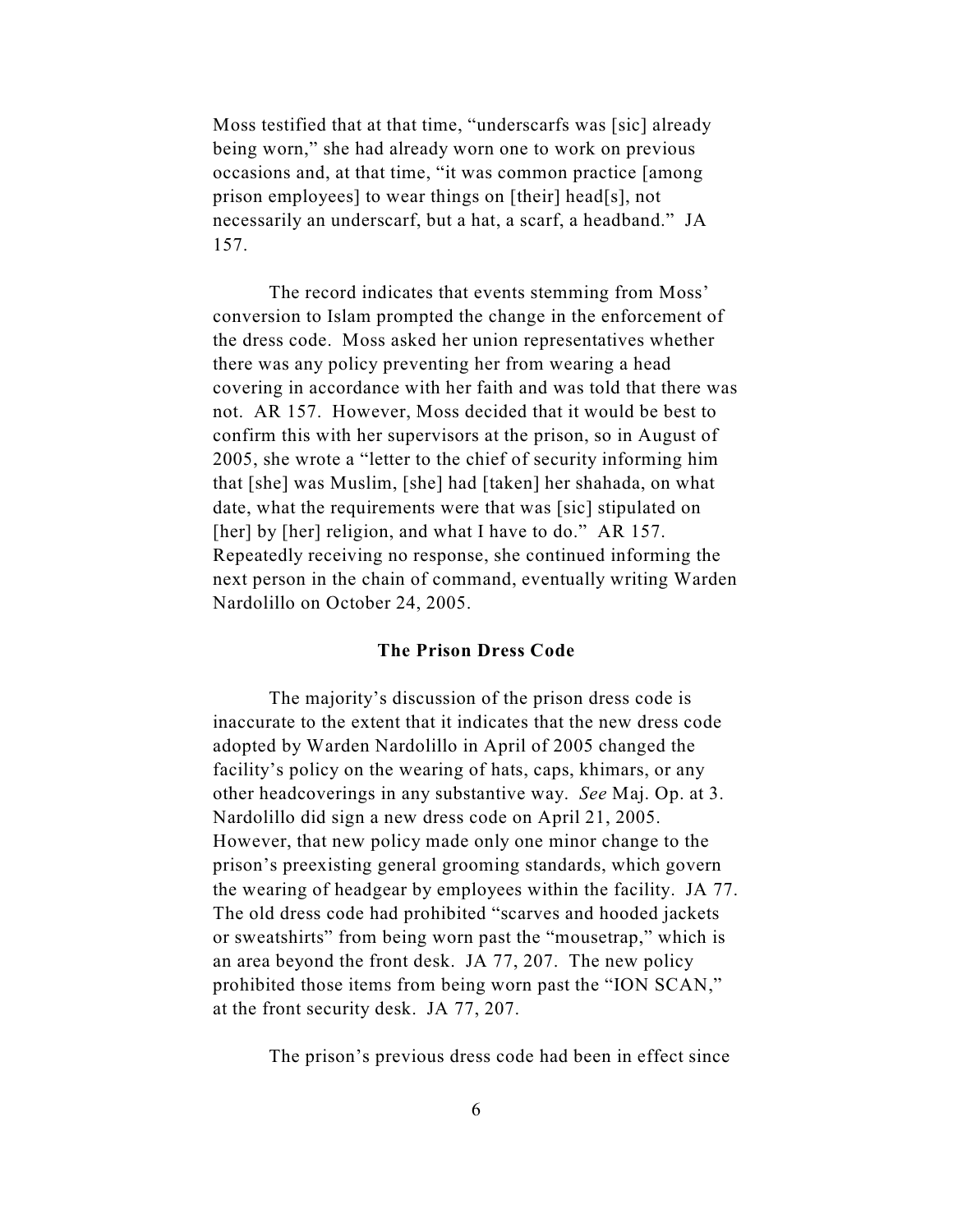Moss testified that at that time, "underscarfs was [sic] already being worn," she had already worn one to work on previous occasions and, at that time, "it was common practice [among prison employees] to wear things on [their] head[s], not necessarily an underscarf, but a hat, a scarf, a headband." JA 157.

The record indicates that events stemming from Moss' conversion to Islam prompted the change in the enforcement of the dress code. Moss asked her union representatives whether there was any policy preventing her from wearing a head covering in accordance with her faith and was told that there was not. AR 157. However, Moss decided that it would be best to confirm this with her supervisors at the prison, so in August of 2005, she wrote a "letter to the chief of security informing him that [she] was Muslim, [she] had [taken] her shahada, on what date, what the requirements were that was [sic] stipulated on [her] by [her] religion, and what I have to do." AR 157. Repeatedly receiving no response, she continued informing the next person in the chain of command, eventually writing Warden Nardolillo on October 24, 2005.

**The Prison Dress Code**

The majority's discussion of the prison dress code is inaccurate to the extent that it indicates that the new dress code adopted by Warden Nardolillo in April of 2005 changed the facility's policy on the wearing of hats, caps, khimars, or any other headcoverings in any substantive way. *See* Maj. Op. at 3. Nardolillo did sign a new dress code on April 21, 2005. However, that new policy made only one minor change to the prison's preexisting general grooming standards, which govern the wearing of headgear by employees within the facility. JA 77. The old dress code had prohibited "scarves and hooded jackets or sweatshirts" from being worn past the "mousetrap," which is an area beyond the front desk. JA 77, 207. The new policy prohibited those items from being worn past the "ION SCAN," at the front security desk. JA 77, 207.

The prison's previous dress code had been in effect since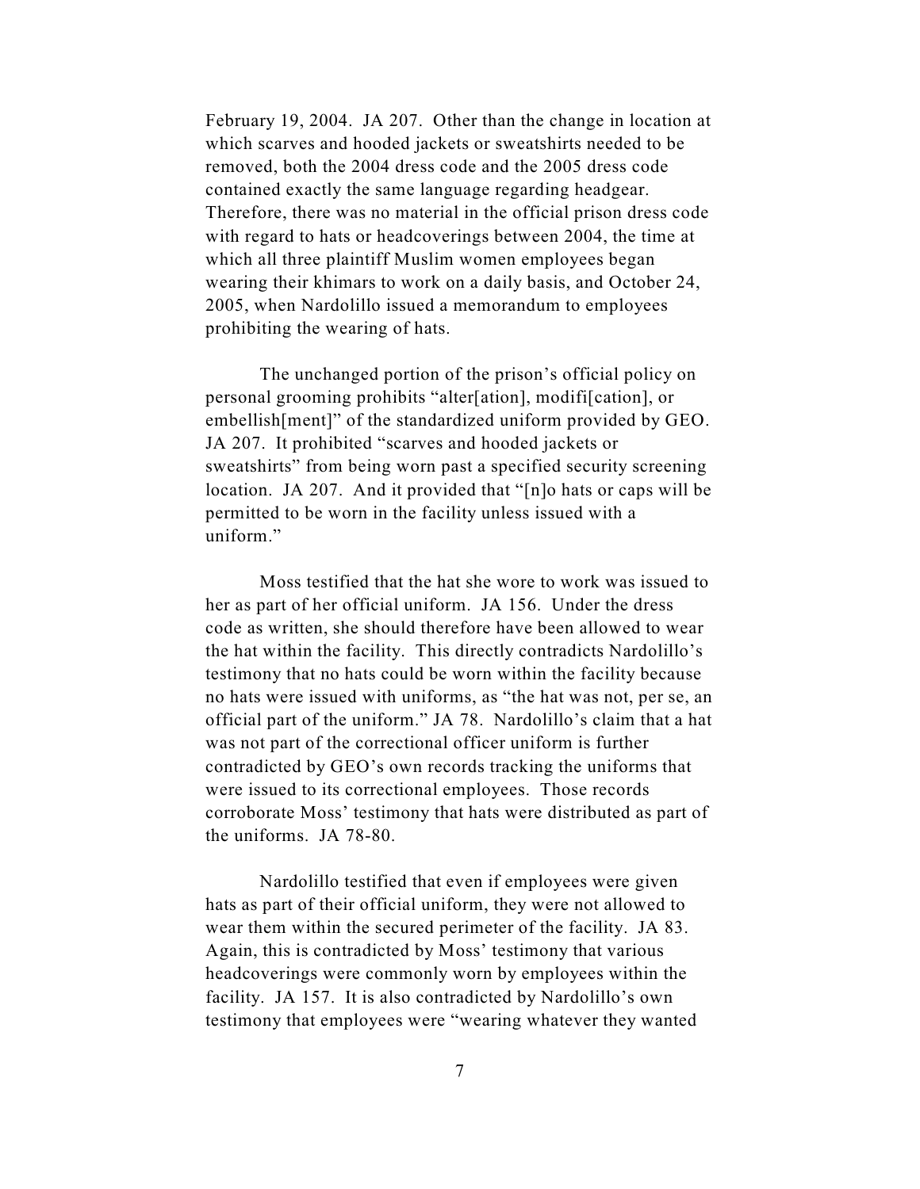February 19, 2004. JA 207. Other than the change in location at which scarves and hooded jackets or sweatshirts needed to be removed, both the 2004 dress code and the 2005 dress code contained exactly the same language regarding headgear. Therefore, there was no material in the official prison dress code with regard to hats or headcoverings between 2004, the time at which all three plaintiff Muslim women employees began wearing their khimars to work on a daily basis, and October 24, 2005, when Nardolillo issued a memorandum to employees prohibiting the wearing of hats.

The unchanged portion of the prison's official policy on personal grooming prohibits "alter[ation], modifi[cation], or embellish[ment]" of the standardized uniform provided by GEO. JA 207. It prohibited "scarves and hooded jackets or sweatshirts" from being worn past a specified security screening location. JA 207. And it provided that "[n]o hats or caps will be permitted to be worn in the facility unless issued with a uniform."

Moss testified that the hat she wore to work was issued to her as part of her official uniform. JA 156. Under the dress code as written, she should therefore have been allowed to wear the hat within the facility. This directly contradicts Nardolillo's testimony that no hats could be worn within the facility because no hats were issued with uniforms, as "the hat was not, per se, an official part of the uniform." JA 78. Nardolillo's claim that a hat was not part of the correctional officer uniform is further contradicted by GEO's own records tracking the uniforms that were issued to its correctional employees. Those records corroborate Moss' testimony that hats were distributed as part of the uniforms. JA 78-80.

Nardolillo testified that even if employees were given hats as part of their official uniform, they were not allowed to wear them within the secured perimeter of the facility. JA 83. Again, this is contradicted by Moss' testimony that various headcoverings were commonly worn by employees within the facility. JA 157. It is also contradicted by Nardolillo's own testimony that employees were "wearing whatever they wanted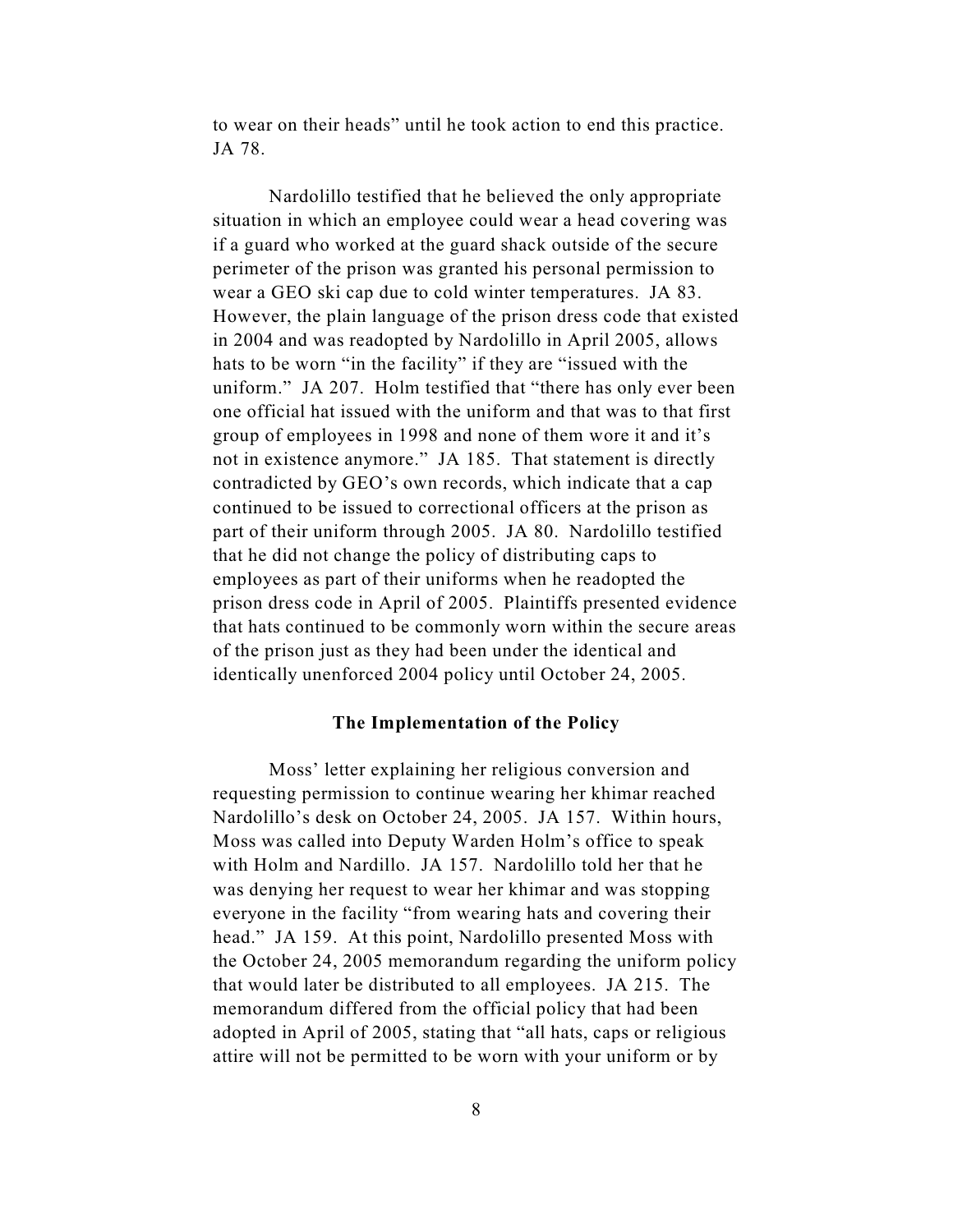to wear on their heads" until he took action to end this practice. JA 78.

Nardolillo testified that he believed the only appropriate situation in which an employee could wear a head covering was if a guard who worked at the guard shack outside of the secure perimeter of the prison was granted his personal permission to wear a GEO ski cap due to cold winter temperatures. JA 83. However, the plain language of the prison dress code that existed in 2004 and was readopted by Nardolillo in April 2005, allows hats to be worn "in the facility" if they are "issued with the uniform." JA 207. Holm testified that "there has only ever been one official hat issued with the uniform and that was to that first group of employees in 1998 and none of them wore it and it's not in existence anymore." JA 185. That statement is directly contradicted by GEO's own records, which indicate that a cap continued to be issued to correctional officers at the prison as part of their uniform through 2005. JA 80. Nardolillo testified that he did not change the policy of distributing caps to employees as part of their uniforms when he readopted the prison dress code in April of 2005. Plaintiffs presented evidence that hats continued to be commonly worn within the secure areas of the prison just as they had been under the identical and identically unenforced 2004 policy until October 24, 2005.

### The Implementation of the Policy

Moss' letter explaining her religious conversion and requesting permission to continue wearing her khimar reached Nardolillo's desk on October 24, 2005. JA 157. Within hours, Moss was called into Deputy Warden Holm's office to speak with Holm and Nardillo. JA 157. Nardolillo told her that he was denying her request to wear her khimar and was stopping everyone in the facility "from wearing hats and covering their head." JA 159. At this point, Nardolillo presented Moss with the October 24, 2005 memorandum regarding the uniform policy that would later be distributed to all employees. JA 215. The memorandum differed from the official policy that had been adopted in April of 2005, stating that "all hats, caps or religious attire will not be permitted to be worn with your uniform or by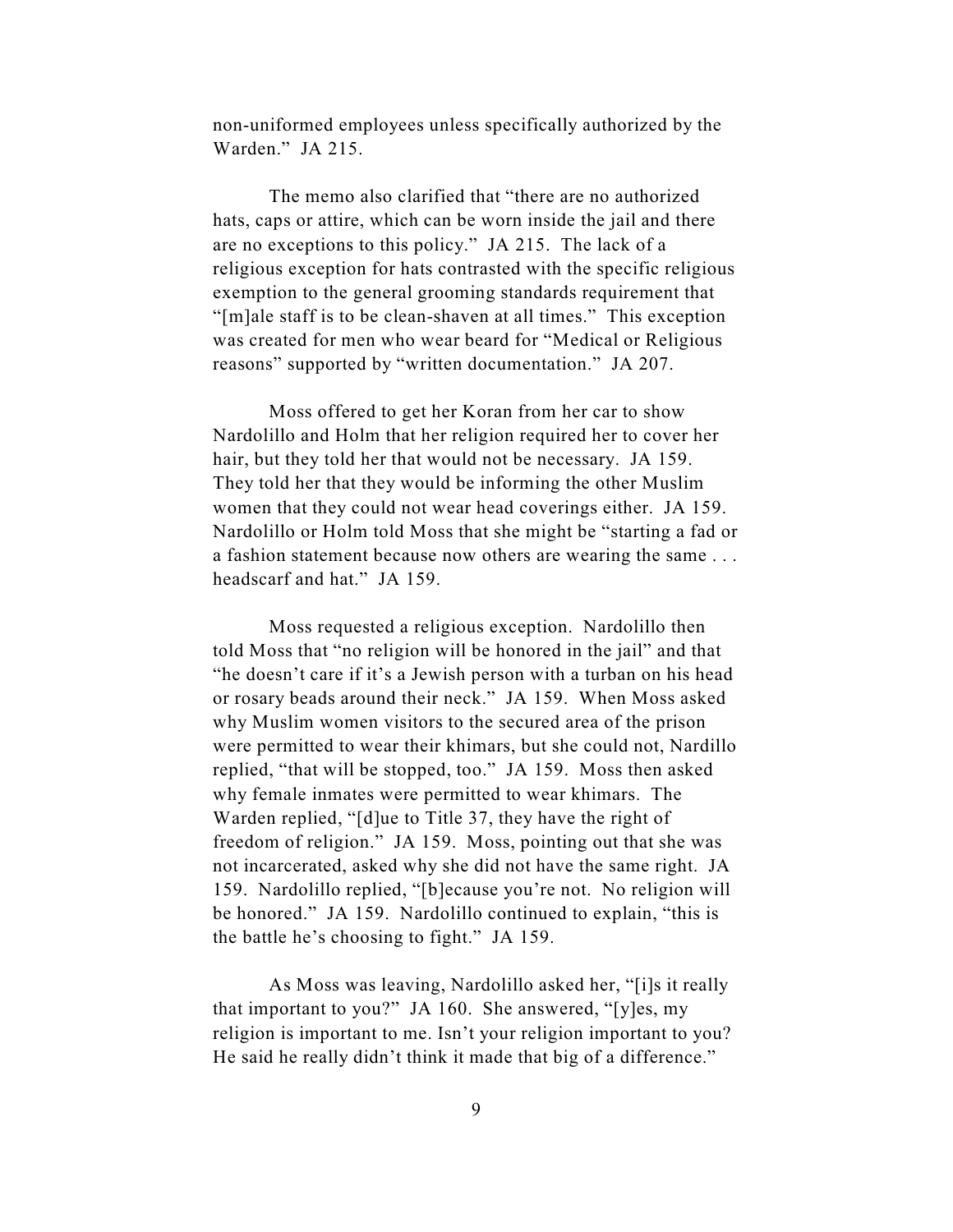non-uniformed employees unless specifically authorized by the Warden." JA 215.

The memo also clarified that "there are no authorized hats, caps or attire, which can be worn inside the jail and there are no exceptions to this policy." JA 215. The lack of a religious exception for hats contrasted with the specific religious exemption to the general grooming standards requirement that "[m]ale staff is to be clean-shaven at all times." This exception was created for men who wear beard for "Medical or Religious reasons" supported by "written documentation." JA 207.

Moss offered to get her Koran from her car to show Nardolillo and Holm that her religion required her to cover her hair, but they told her that would not be necessary. JA 159. They told her that they would be informing the other Muslim women that they could not wear head coverings either. JA 159. Nardolillo or Holm told Moss that she might be "starting a fad or a fashion statement because now others are wearing the same . . . headscarf and hat." JA 159.

Moss requested a religious exception. Nardolillo then told Moss that "no religion will be honored in the jail" and that "he doesn't care if it's a Jewish person with a turban on his head or rosary beads around their neck." JA 159. When Moss asked why Muslim women visitors to the secured area of the prison were permitted to wear their khimars, but she could not, Nardillo replied, "that will be stopped, too." JA 159. Moss then asked why female inmates were permitted to wear khimars. The Warden replied, "[d]ue to Title 37, they have the right of freedom of religion." JA 159. Moss, pointing out that she was not incarcerated, asked why she did not have the same right. JA 159. Nardolillo replied, "[b]ecause you're not. No religion will be honored." JA 159. Nardolillo continued to explain, "this is the battle he's choosing to fight." JA 159.

As Moss was leaving, Nardolillo asked her, "[i]s it really that important to you?" JA 160. She answered, "[y]es, my religion is important to me. Isn't your religion important to you? He said he really didn't think it made that big of a difference."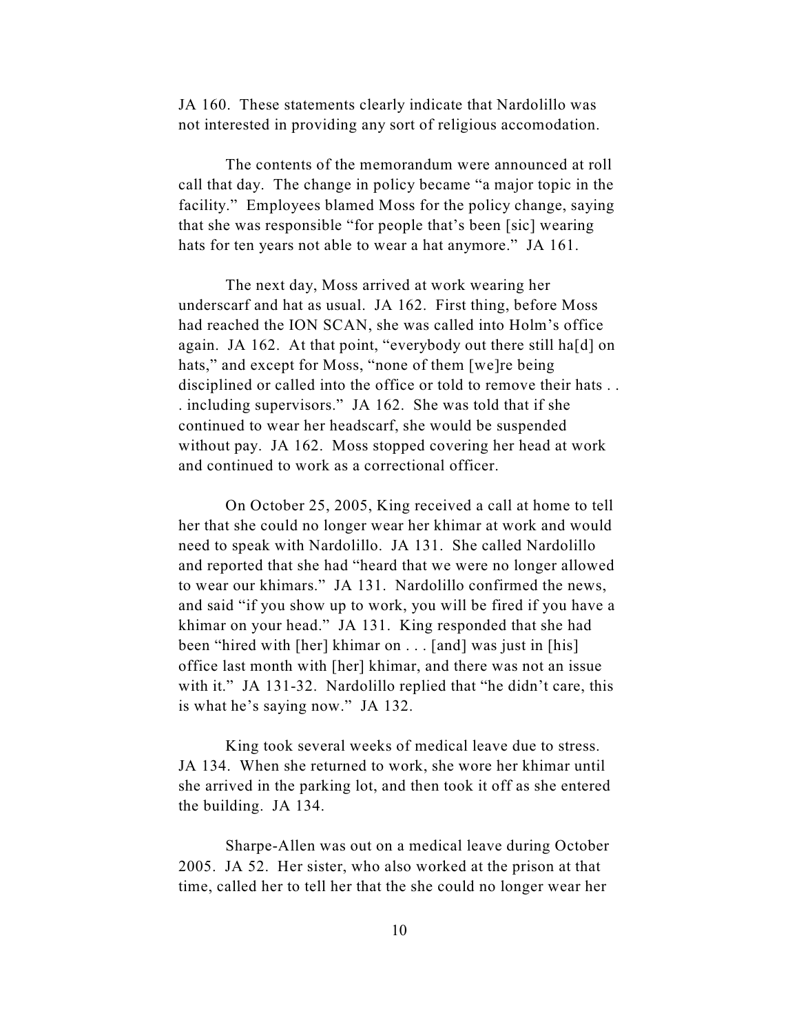JA 160. These statements clearly indicate that Nardolillo was not interested in providing any sort of religious accomodation.

The contents of the memorandum were announced at roll call that day. The change in policy became "a major topic in the facility." Employees blamed Moss for the policy change, saying that she was responsible "for people that's been [sic] wearing hats for ten years not able to wear a hat anymore." JA 161.

The next day, Moss arrived at work wearing her underscarf and hat as usual. JA 162. First thing, before Moss had reached the ION SCAN, she was called into Holm's office again. JA 162. At that point, "everybody out there still ha[d] on hats," and except for Moss, "none of them [we]re being disciplined or called into the office or told to remove their hats . . . including supervisors." JA 162. She was told that if she continued to wear her headscarf, she would be suspended without pay. JA 162. Moss stopped covering her head at work and continued to work as a correctional officer.

On October 25, 2005, King received a call at home to tell her that she could no longer wear her khimar at work and would need to speak with Nardolillo. JA 131. She called Nardolillo and reported that she had "heard that we were no longer allowed to wear our khimars." JA 131. Nardolillo confirmed the news, and said "if you show up to work, you will be fired if you have a khimar on your head." JA 131. King responded that she had been "hired with [her] khimar on . . . [and] was just in [his] office last month with [her] khimar, and there was not an issue with it." JA 131-32. Nardolillo replied that "he didn't care, this is what he's saying now." JA 132.

King took several weeks of medical leave due to stress. JA 134. When she returned to work, she wore her khimar until she arrived in the parking lot, and then took it off as she entered the building. JA 134.

Sharpe-Allen was out on a medical leave during October 2005. JA 52. Her sister, who also worked at the prison at that time, called her to tell her that the she could no longer wear her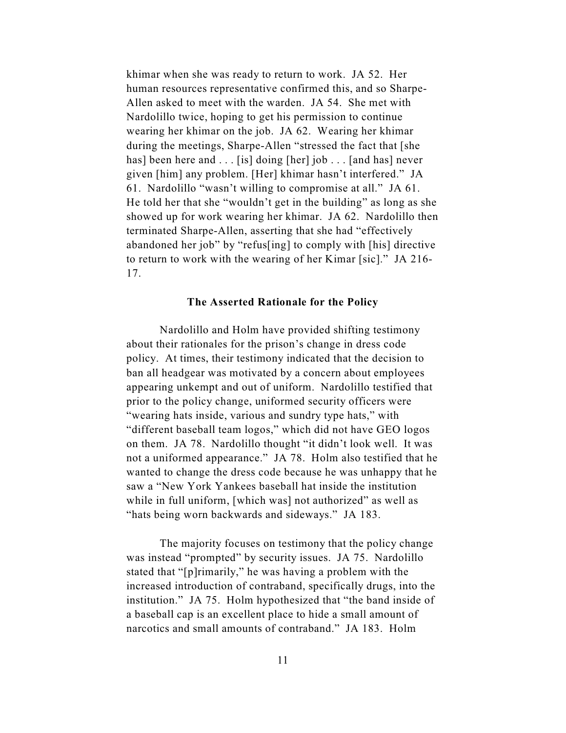khimar when she was ready to return to work. JA 52. Her human resources representative confirmed this, and so Sharpe-Allen asked to meet with the warden. JA 54. She met with Nardolillo twice, hoping to get his permission to continue wearing her khimar on the job. JA 62. Wearing her khimar during the meetings, Sharpe-Allen "stressed the fact that [she has] been here and . . . [is] doing [her] job . . . [and has] never given [him] any problem. [Her] khimar hasn't interfered." JA 61. Nardolillo "wasn't willing to compromise at all." JA 61. He told her that she "wouldn't get in the building" as long as she showed up for work wearing her khimar. JA 62. Nardolillo then terminated Sharpe-Allen, asserting that she had "effectively abandoned her job" by "refus[ing] to comply with [his] directive to return to work with the wearing of her Kimar [sic]." JA 216-17.

### The Asserted Rationale for the Policy

Nardolillo and Holm have provided shifting testimony about their rationales for the prison's change in dress code policy. At times, their testimony indicated that the decision to ban all headgear was motivated by a concern about employees appearing unkempt and out of uniform. Nardolillo testified that prior to the policy change, uniformed security officers were "wearing hats inside, various and sundry type hats," with "different baseball team logos," which did not have GEO logos on them. JA 78. Nardolillo thought "it didn't look well. It was not a uniformed appearance." JA 78. Holm also testified that he wanted to change the dress code because he was unhappy that he saw a "New York Yankees baseball hat inside the institution while in full uniform, [which was] not authorized" as well as "hats being worn backwards and sideways." JA 183.

The majority focuses on testimony that the policy change was instead "prompted" by security issues. JA 75. Nardolillo stated that "[p]rimarily," he was having a problem with the increased introduction of contraband, specifically drugs, into the institution." JA 75. Holm hypothesized that "the band inside of a baseball cap is an excellent place to hide a small amount of narcotics and small amounts of contraband." JA 183. Holm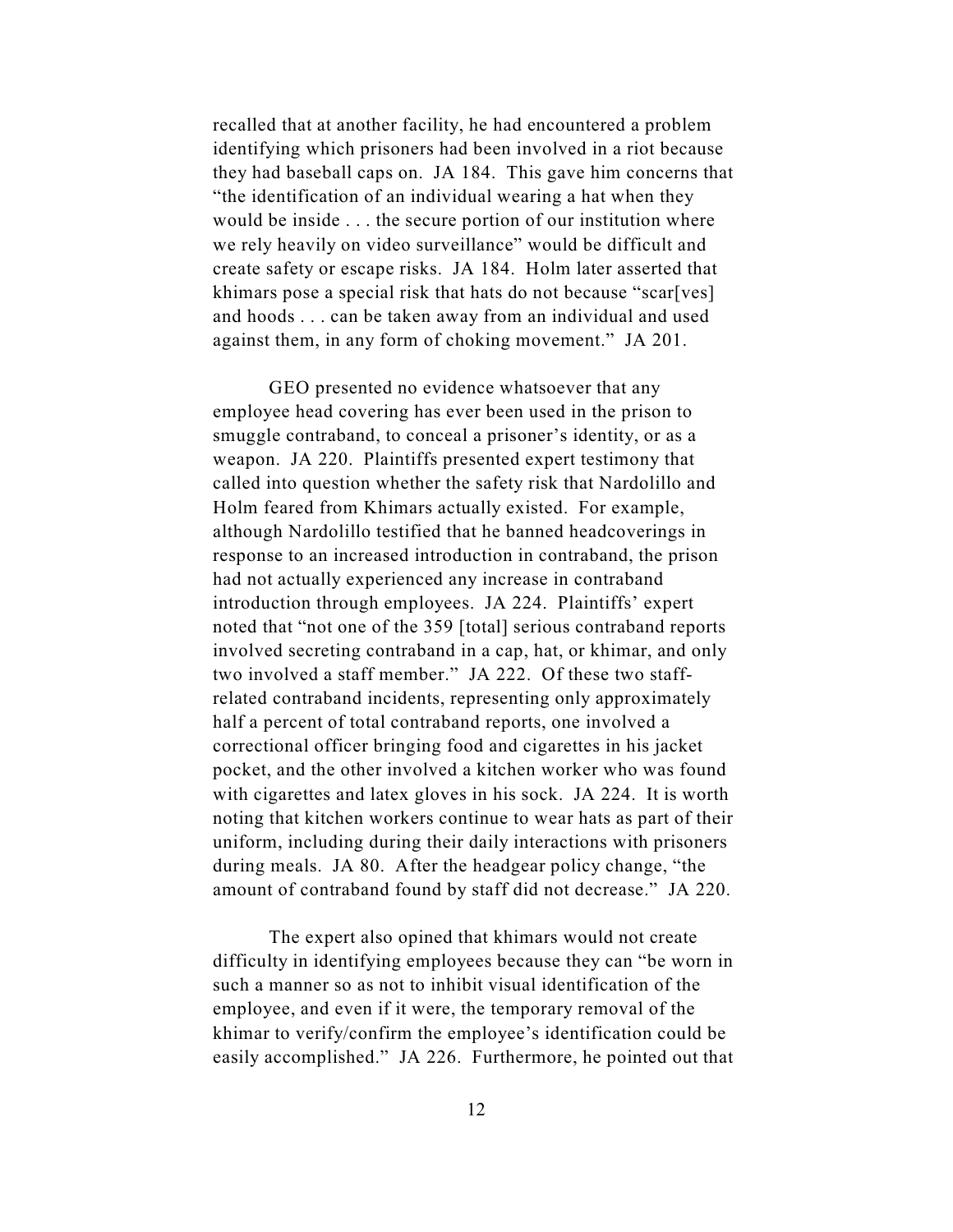recalled that at another facility, he had encountered a problem identifying which prisoners had been involved in a riot because they had baseball caps on. JA 184. This gave him concerns that "the identification of an individual wearing a hat when they would be inside . . . the secure portion of our institution where we rely heavily on video surveillance" would be difficult and create safety or escape risks. JA 184. Holm later asserted that khimars pose a special risk that hats do not because "scar[ves] and hoods . . . can be taken away from an individual and used against them, in any form of choking movement." JA 201.

GEO presented no evidence whatsoever that any employee head covering has ever been used in the prison to smuggle contraband, to conceal a prisoner's identity, or as a weapon. JA 220. Plaintiffs presented expert testimony that called into question whether the safety risk that Nardolillo and Holm feared from Khimars actually existed. For example, although Nardolillo testified that he banned headcoverings in response to an increased introduction in contraband, the prison had not actually experienced any increase in contraband introduction through employees. JA 224. Plaintiffs' expert noted that "not one of the 359 [total] serious contraband reports involved secreting contraband in a cap, hat, or khimar, and only two involved a staff member." JA 222. Of these two staff-related contraband incidents, representing only approximately half a percent of total contraband reports, one involved a correctional officer bringing food and cigarettes in his jacket pocket, and the other involved a kitchen worker who was found with cigarettes and latex gloves in his sock. JA 224. It is worth noting that kitchen workers continue to wear hats as part of their uniform, including during their daily interactions with prisoners during meals. JA 80. After the headgear policy change, "the amount of contraband found by staff did not decrease." JA 220.

The expert also opined that khimars would not create difficulty in identifying employees because they can "be worn in such a manner so as not to inhibit visual identification of the employee, and even if it were, the temporary removal of the khimar to verify/confirm the employee's identification could be easily accomplished." JA 226. Furthermore, he pointed out that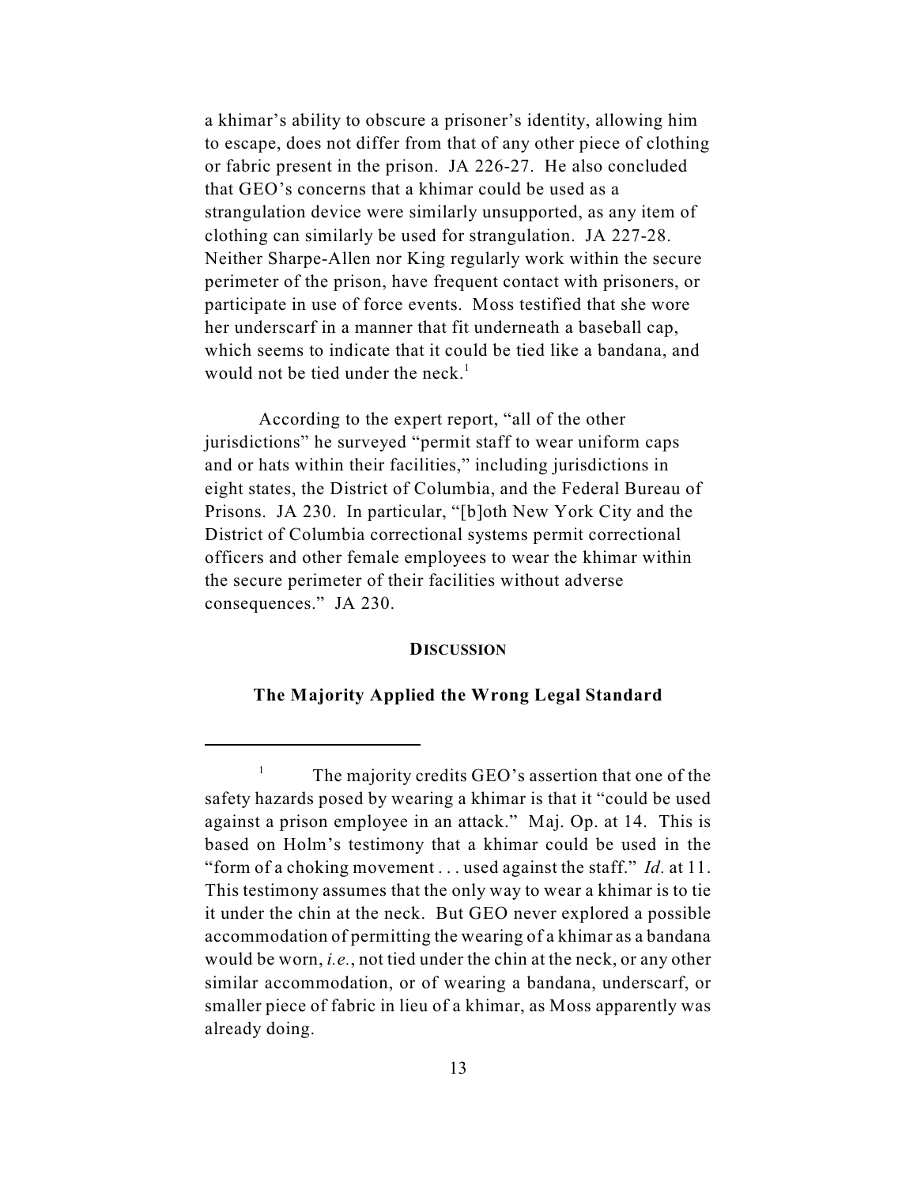a khimar's ability to obscure a prisoner's identity, allowing him to escape, does not differ from that of any other piece of clothing or fabric present in the prison. JA 226-27. He also concluded that GEO's concerns that a khimar could be used as a strangulation device were similarly unsupported, as any item of clothing can similarly be used for strangulation. JA 227-28. Neither Sharpe-Allen nor King regularly work within the secure perimeter of the prison, have frequent contact with prisoners, or participate in use of force events. Moss testified that she wore her underscarf in a manner that fit underneath a baseball cap, which seems to indicate that it could be tied like a bandana, and would not be tied under the neck.[1]

According to the expert report, "all of the other jurisdictions" he surveyed "permit staff to wear uniform caps and or hats within their facilities," including jurisdictions in eight states, the District of Columbia, and the Federal Bureau of Prisons. JA 230. In particular, "[b]oth New York City and the District of Columbia correctional systems permit correctional officers and other female employees to wear the khimar within the secure perimeter of their facilities without adverse consequences." JA 230.

## DISCUSSION

### The Majority Applied the Wrong Legal Standard

---

[1] The majority credits GEO's assertion that one of the safety hazards posed by wearing a khimar is that it "could be used against a prison employee in an attack." Maj. Op. at 14. This is based on Holm's testimony that a khimar could be used in the "form of a choking movement . . . used against the staff." *Id.* at 11. This testimony assumes that the only way to wear a khimar is to tie it under the chin at the neck. But GEO never explored a possible accommodation of permitting the wearing of a khimar as a bandana would be worn, *i.e.*, not tied under the chin at the neck, or any other similar accommodation, or of wearing a bandana, underscarf, or smaller piece of fabric in lieu of a khimar, as Moss apparently was already doing.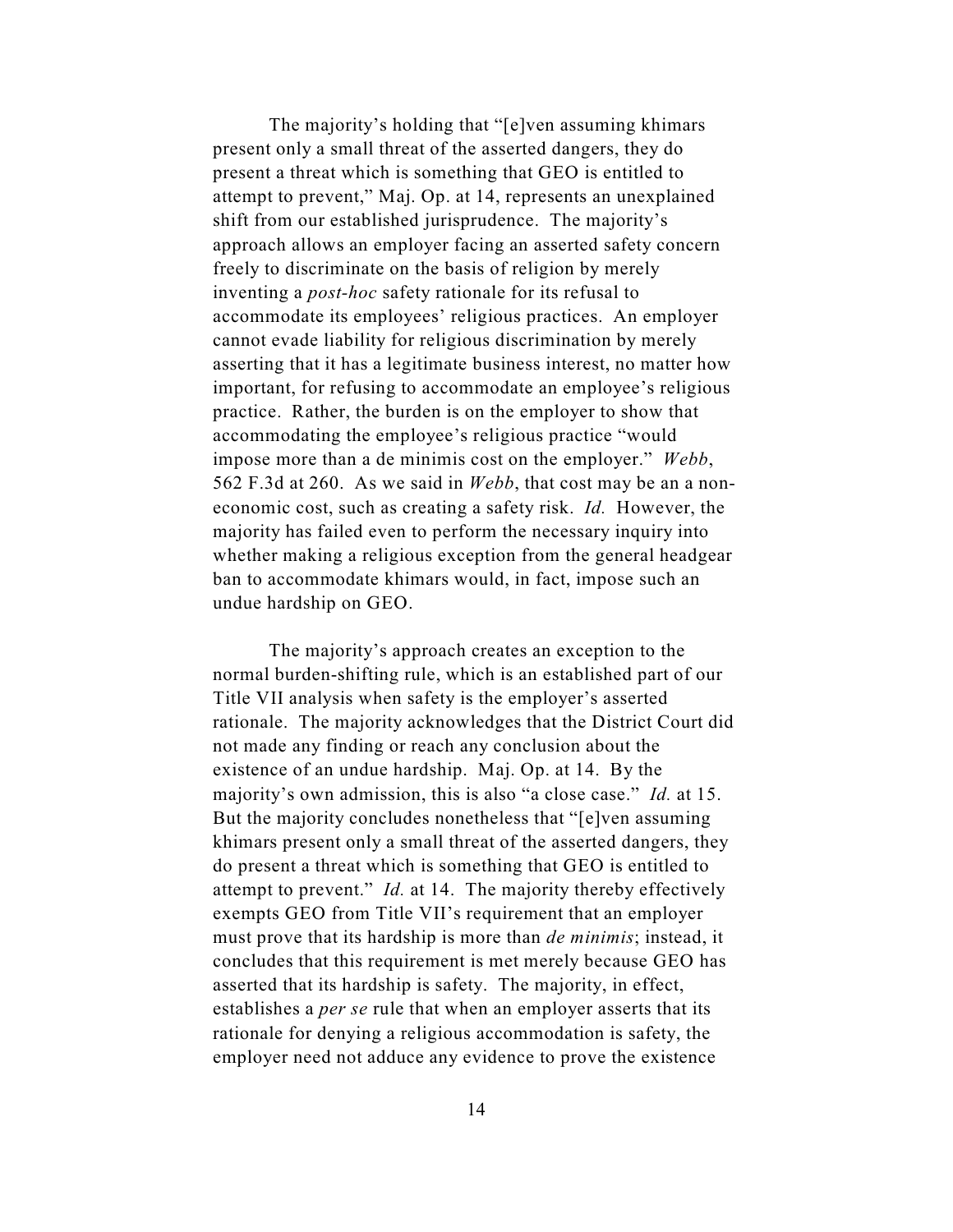The majority's holding that "[e]ven assuming khimars present only a small threat of the asserted dangers, they do present a threat which is something that GEO is entitled to attempt to prevent," Maj. Op. at 14, represents an unexplained shift from our established jurisprudence. The majority's approach allows an employer facing an asserted safety concern freely to discriminate on the basis of religion by merely inventing a *post-hoc* safety rationale for its refusal to accommodate its employees' religious practices. An employer cannot evade liability for religious discrimination by merely asserting that it has a legitimate business interest, no matter how important, for refusing to accommodate an employee's religious practice. Rather, the burden is on the employer to show that accommodating the employee's religious practice "would impose more than a de minimis cost on the employer." *Webb*, 562 F.3d at 260. As we said in *Webb*, that cost may be an a non-economic cost, such as creating a safety risk. *Id.* However, the majority has failed even to perform the necessary inquiry into whether making a religious exception from the general headgear ban to accommodate khimars would, in fact, impose such an undue hardship on GEO.

The majority's approach creates an exception to the normal burden-shifting rule, which is an established part of our Title VII analysis when safety is the employer's asserted rationale. The majority acknowledges that the District Court did not made any finding or reach any conclusion about the existence of an undue hardship. Maj. Op. at 14. By the majority's own admission, this is also "a close case." *Id.* at 15. But the majority concludes nonetheless that "[e]ven assuming khimars present only a small threat of the asserted dangers, they do present a threat which is something that GEO is entitled to attempt to prevent." *Id.* at 14. The majority thereby effectively exempts GEO from Title VII's requirement that an employer must prove that its hardship is more than *de minimis*; instead, it concludes that this requirement is met merely because GEO has asserted that its hardship is safety. The majority, in effect, establishes a *per se* rule that when an employer asserts that its rationale for denying a religious accommodation is safety, the employer need not adduce any evidence to prove the existence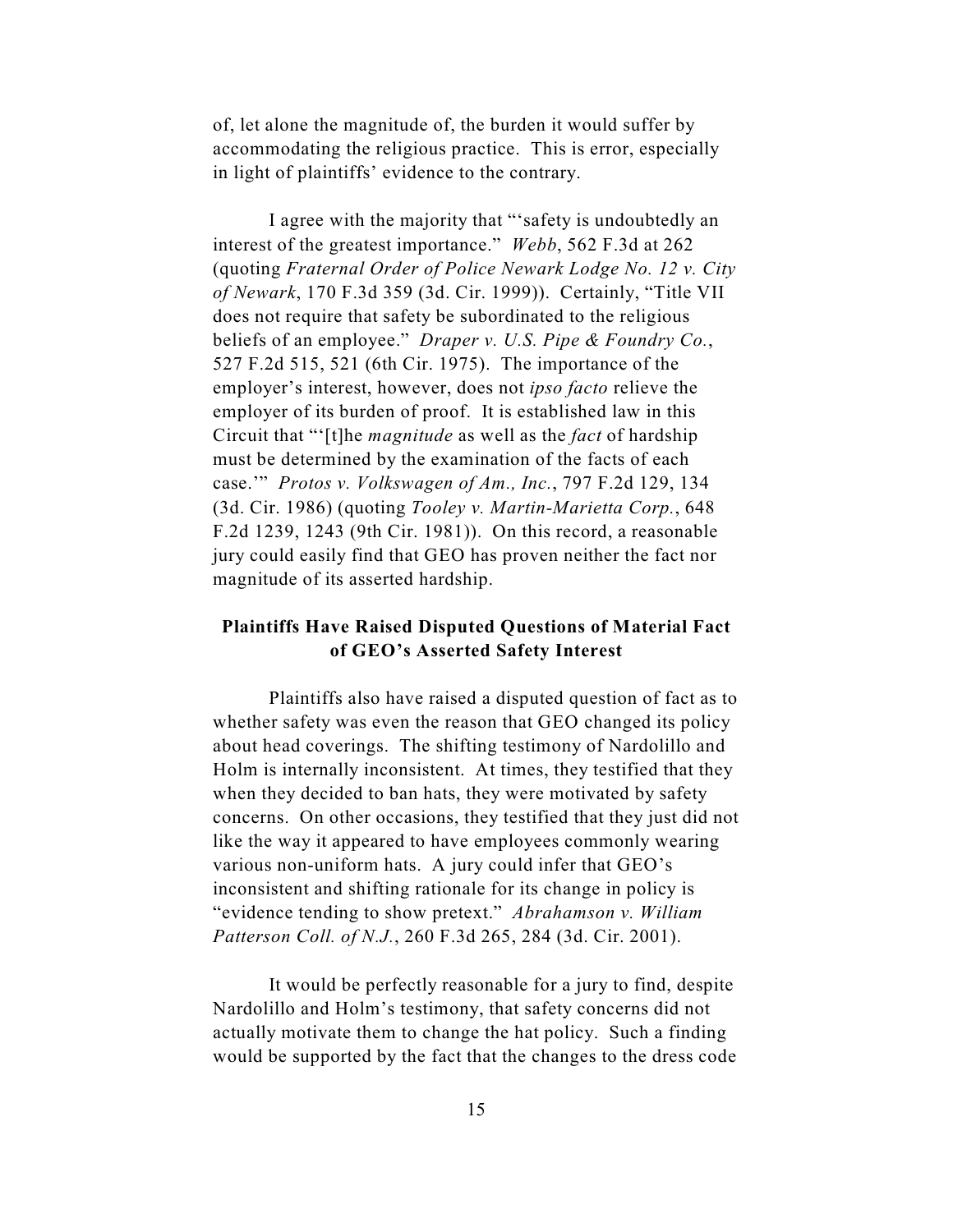of, let alone the magnitude of, the burden it would suffer by accommodating the religious practice. This is error, especially in light of plaintiffs' evidence to the contrary.

I agree with the majority that "'safety is undoubtedly an interest of the greatest importance." *Webb*, 562 F.3d at 262 (quoting *Fraternal Order of Police Newark Lodge No. 12 v. City of Newark*, 170 F.3d 359 (3d. Cir. 1999)). Certainly, "Title VII does not require that safety be subordinated to the religious beliefs of an employee." *Draper v. U.S. Pipe & Foundry Co.*, 527 F.2d 515, 521 (6th Cir. 1975). The importance of the employer's interest, however, does not *ipso facto* relieve the employer of its burden of proof. It is established law in this Circuit that "'[t]he *magnitude* as well as the *fact* of hardship must be determined by the examination of the facts of each case.'" *Protos v. Volkswagen of Am., Inc.*, 797 F.2d 129, 134 (3d. Cir. 1986) (quoting *Tooley v. Martin-Marietta Corp.*, 648 F.2d 1239, 1243 (9th Cir. 1981)). On this record, a reasonable jury could easily find that GEO has proven neither the fact nor magnitude of its asserted hardship.

**Plaintiffs Have Raised Disputed Questions of Material Fact of GEO's Asserted Safety Interest**

Plaintiffs also have raised a disputed question of fact as to whether safety was even the reason that GEO changed its policy about head coverings. The shifting testimony of Nardolillo and Holm is internally inconsistent. At times, they testified that they when they decided to ban hats, they were motivated by safety concerns. On other occasions, they testified that they just did not like the way it appeared to have employees commonly wearing various non-uniform hats. A jury could infer that GEO's inconsistent and shifting rationale for its change in policy is "evidence tending to show pretext." *Abrahamson v. William Patterson Coll. of N.J.*, 260 F.3d 265, 284 (3d. Cir. 2001).

It would be perfectly reasonable for a jury to find, despite Nardolillo and Holm's testimony, that safety concerns did not actually motivate them to change the hat policy. Such a finding would be supported by the fact that the changes to the dress code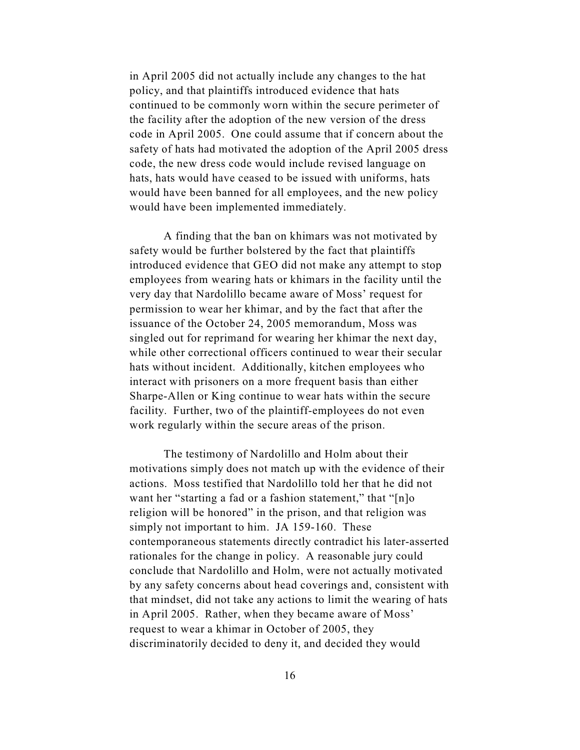in April 2005 did not actually include any changes to the hat policy, and that plaintiffs introduced evidence that hats continued to be commonly worn within the secure perimeter of the facility after the adoption of the new version of the dress code in April 2005. One could assume that if concern about the safety of hats had motivated the adoption of the April 2005 dress code, the new dress code would include revised language on hats, hats would have ceased to be issued with uniforms, hats would have been banned for all employees, and the new policy would have been implemented immediately.

A finding that the ban on khimars was not motivated by safety would be further bolstered by the fact that plaintiffs introduced evidence that GEO did not make any attempt to stop employees from wearing hats or khimars in the facility until the very day that Nardolillo became aware of Moss' request for permission to wear her khimar, and by the fact that after the issuance of the October 24, 2005 memorandum, Moss was singled out for reprimand for wearing her khimar the next day, while other correctional officers continued to wear their secular hats without incident. Additionally, kitchen employees who interact with prisoners on a more frequent basis than either Sharpe-Allen or King continue to wear hats within the secure facility. Further, two of the plaintiff-employees do not even work regularly within the secure areas of the prison.

The testimony of Nardolillo and Holm about their motivations simply does not match up with the evidence of their actions. Moss testified that Nardolillo told her that he did not want her "starting a fad or a fashion statement," that "[n]o religion will be honored" in the prison, and that religion was simply not important to him. JA 159-160. These contemporaneous statements directly contradict his later-asserted rationales for the change in policy. A reasonable jury could conclude that Nardolillo and Holm, were not actually motivated by any safety concerns about head coverings and, consistent with that mindset, did not take any actions to limit the wearing of hats in April 2005. Rather, when they became aware of Moss' request to wear a khimar in October of 2005, they discriminatorily decided to deny it, and decided they would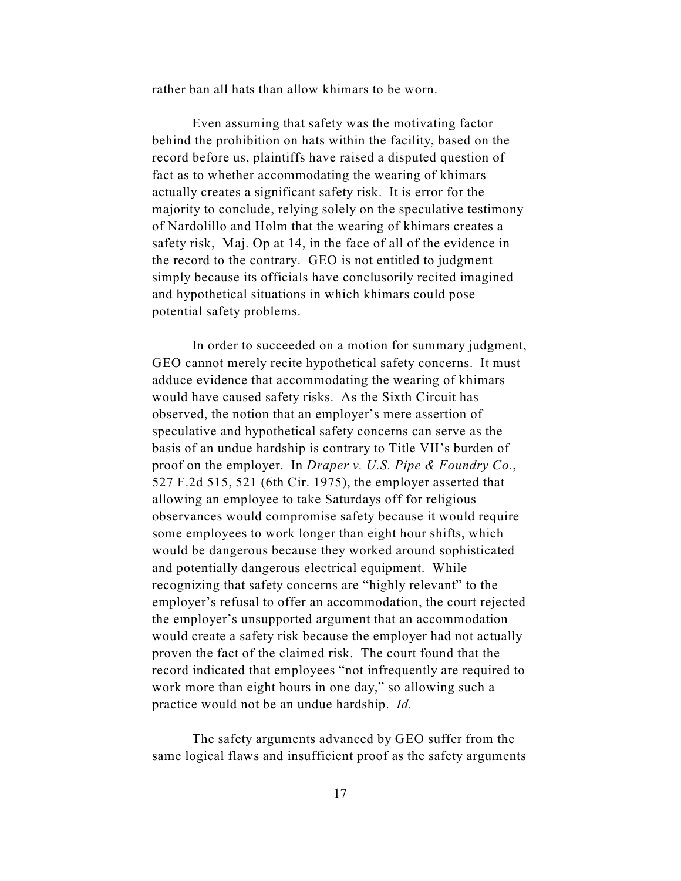rather ban all hats than allow khimars to be worn.

Even assuming that safety was the motivating factor behind the prohibition on hats within the facility, based on the record before us, plaintiffs have raised a disputed question of fact as to whether accommodating the wearing of khimars actually creates a significant safety risk. It is error for the majority to conclude, relying solely on the speculative testimony of Nardolillo and Holm that the wearing of khimars creates a safety risk, Maj. Op at 14, in the face of all of the evidence in the record to the contrary. GEO is not entitled to judgment simply because its officials have conclusorily recited imagined and hypothetical situations in which khimars could pose potential safety problems.

In order to succeeded on a motion for summary judgment, GEO cannot merely recite hypothetical safety concerns. It must adduce evidence that accommodating the wearing of khimars would have caused safety risks. As the Sixth Circuit has observed, the notion that an employer's mere assertion of speculative and hypothetical safety concerns can serve as the basis of an undue hardship is contrary to Title VII's burden of proof on the employer. In *Draper v. U.S. Pipe & Foundry Co.*, 527 F.2d 515, 521 (6th Cir. 1975), the employer asserted that allowing an employee to take Saturdays off for religious observances would compromise safety because it would require some employees to work longer than eight hour shifts, which would be dangerous because they worked around sophisticated and potentially dangerous electrical equipment. While recognizing that safety concerns are "highly relevant" to the employer's refusal to offer an accommodation, the court rejected the employer's unsupported argument that an accommodation would create a safety risk because the employer had not actually proven the fact of the claimed risk. The court found that the record indicated that employees "not infrequently are required to work more than eight hours in one day," so allowing such a practice would not be an undue hardship. *Id.*

The safety arguments advanced by GEO suffer from the same logical flaws and insufficient proof as the safety arguments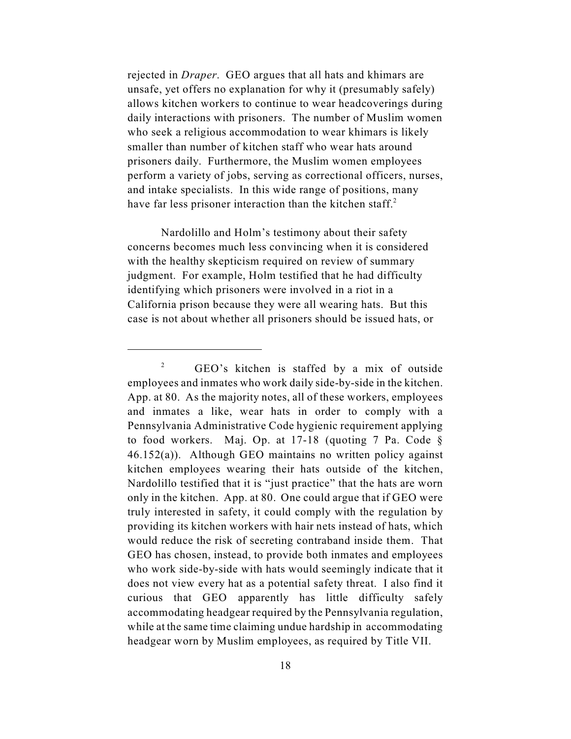rejected in *Draper*. GEO argues that all hats and khimars are unsafe, yet offers no explanation for why it (presumably safely) allows kitchen workers to continue to wear headcoverings during daily interactions with prisoners. The number of Muslim women who seek a religious accommodation to wear khimars is likely smaller than number of kitchen staff who wear hats around prisoners daily. Furthermore, the Muslim women employees perform a variety of jobs, serving as correctional officers, nurses, and intake specialists. In this wide range of positions, many have far less prisoner interaction than the kitchen staff.[2]

Nardolillo and Holm's testimony about their safety concerns becomes much less convincing when it is considered with the healthy skepticism required on review of summary judgment. For example, Holm testified that he had difficulty identifying which prisoners were involved in a riot in a California prison because they were all wearing hats. But this case is not about whether all prisoners should be issued hats, or

---

[2] GEO's kitchen is staffed by a mix of outside employees and inmates who work daily side-by-side in the kitchen. App. at 80. As the majority notes, all of these workers, employees and inmates a like, wear hats in order to comply with a Pennsylvania Administrative Code hygienic requirement applying to food workers. Maj. Op. at 17-18 (quoting 7 Pa. Code § 46.152(a)). Although GEO maintains no written policy against kitchen employees wearing their hats outside of the kitchen, Nardolillo testified that it is "just practice" that the hats are worn only in the kitchen. App. at 80. One could argue that if GEO were truly interested in safety, it could comply with the regulation by providing its kitchen workers with hair nets instead of hats, which would reduce the risk of secreting contraband inside them. That GEO has chosen, instead, to provide both inmates and employees who work side-by-side with hats would seemingly indicate that it does not view every hat as a potential safety threat. I also find it curious that GEO apparently has little difficulty safely accommodating headgear required by the Pennsylvania regulation, while at the same time claiming undue hardship in accommodating headgear worn by Muslim employees, as required by Title VII.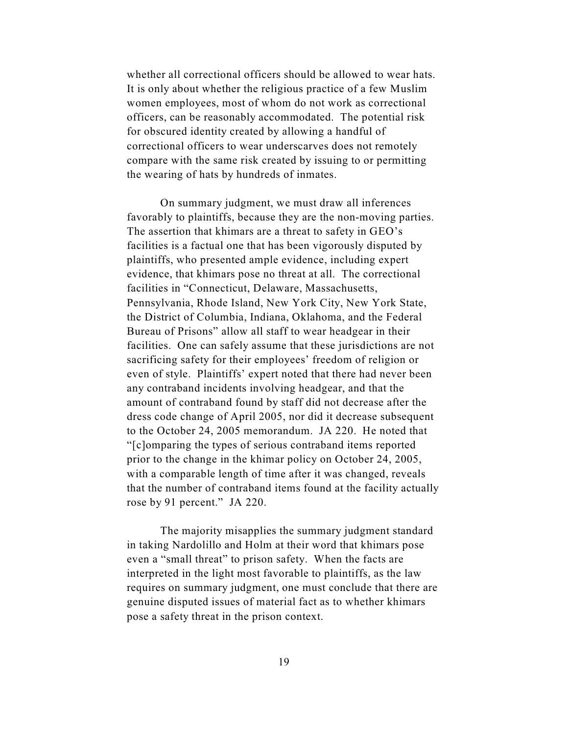whether all correctional officers should be allowed to wear hats. It is only about whether the religious practice of a few Muslim women employees, most of whom do not work as correctional officers, can be reasonably accommodated. The potential risk for obscured identity created by allowing a handful of correctional officers to wear underscarves does not remotely compare with the same risk created by issuing to or permitting the wearing of hats by hundreds of inmates.

On summary judgment, we must draw all inferences favorably to plaintiffs, because they are the non-moving parties. The assertion that khimars are a threat to safety in GEO's facilities is a factual one that has been vigorously disputed by plaintiffs, who presented ample evidence, including expert evidence, that khimars pose no threat at all. The correctional facilities in "Connecticut, Delaware, Massachusetts, Pennsylvania, Rhode Island, New York City, New York State, the District of Columbia, Indiana, Oklahoma, and the Federal Bureau of Prisons" allow all staff to wear headgear in their facilities. One can safely assume that these jurisdictions are not sacrificing safety for their employees' freedom of religion or even of style. Plaintiffs' expert noted that there had never been any contraband incidents involving headgear, and that the amount of contraband found by staff did not decrease after the dress code change of April 2005, nor did it decrease subsequent to the October 24, 2005 memorandum. JA 220. He noted that "[c]omparing the types of serious contraband items reported prior to the change in the khimar policy on October 24, 2005, with a comparable length of time after it was changed, reveals that the number of contraband items found at the facility actually rose by 91 percent." JA 220.

The majority misapplies the summary judgment standard in taking Nardolillo and Holm at their word that khimars pose even a "small threat" to prison safety. When the facts are interpreted in the light most favorable to plaintiffs, as the law requires on summary judgment, one must conclude that there are genuine disputed issues of material fact as to whether khimars pose a safety threat in the prison context.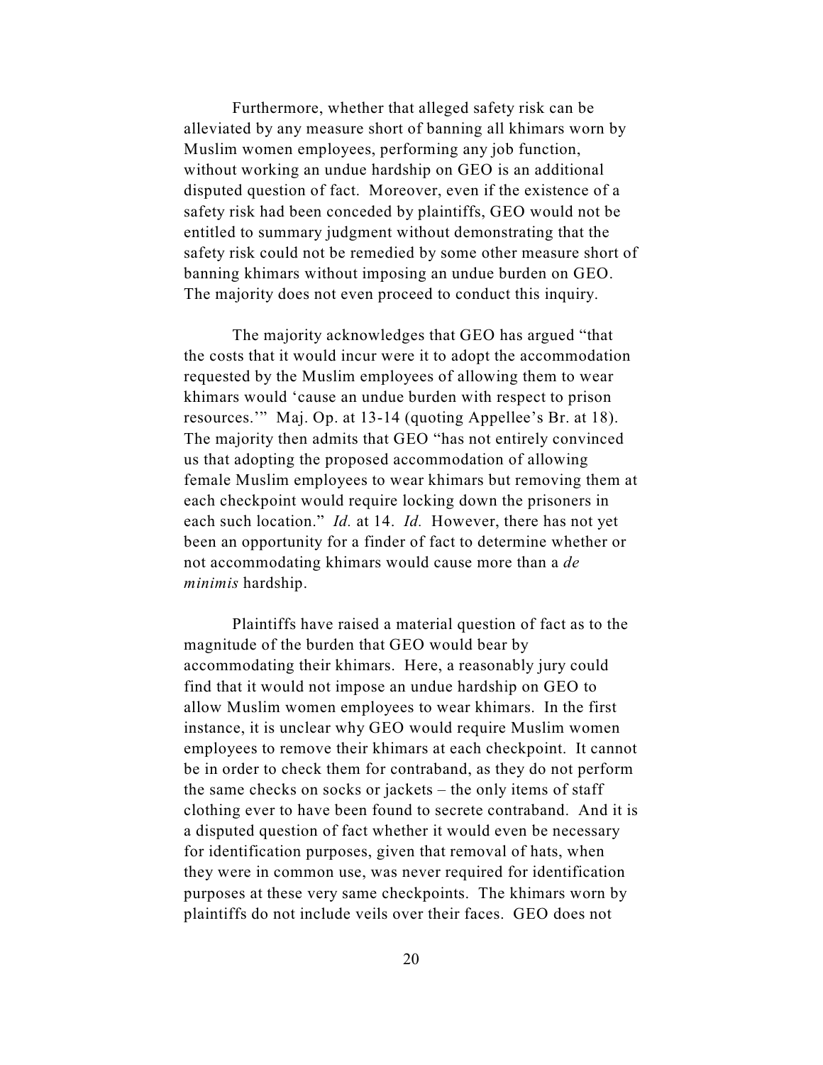Furthermore, whether that alleged safety risk can be alleviated by any measure short of banning all khimars worn by Muslim women employees, performing any job function, without working an undue hardship on GEO is an additional disputed question of fact. Moreover, even if the existence of a safety risk had been conceded by plaintiffs, GEO would not be entitled to summary judgment without demonstrating that the safety risk could not be remedied by some other measure short of banning khimars without imposing an undue burden on GEO. The majority does not even proceed to conduct this inquiry.

The majority acknowledges that GEO has argued "that the costs that it would incur were it to adopt the accommodation requested by the Muslim employees of allowing them to wear khimars would 'cause an undue burden with respect to prison resources.'" Maj. Op. at 13-14 (quoting Appellee's Br. at 18). The majority then admits that GEO "has not entirely convinced us that adopting the proposed accommodation of allowing female Muslim employees to wear khimars but removing them at each checkpoint would require locking down the prisoners in each such location." *Id.* at 14. *Id.* However, there has not yet been an opportunity for a finder of fact to determine whether or not accommodating khimars would cause more than a *de minimis* hardship.

Plaintiffs have raised a material question of fact as to the magnitude of the burden that GEO would bear by accommodating their khimars. Here, a reasonably jury could find that it would not impose an undue hardship on GEO to allow Muslim women employees to wear khimars. In the first instance, it is unclear why GEO would require Muslim women employees to remove their khimars at each checkpoint. It cannot be in order to check them for contraband, as they do not perform the same checks on socks or jackets – the only items of staff clothing ever to have been found to secrete contraband. And it is a disputed question of fact whether it would even be necessary for identification purposes, given that removal of hats, when they were in common use, was never required for identification purposes at these very same checkpoints. The khimars worn by plaintiffs do not include veils over their faces. GEO does not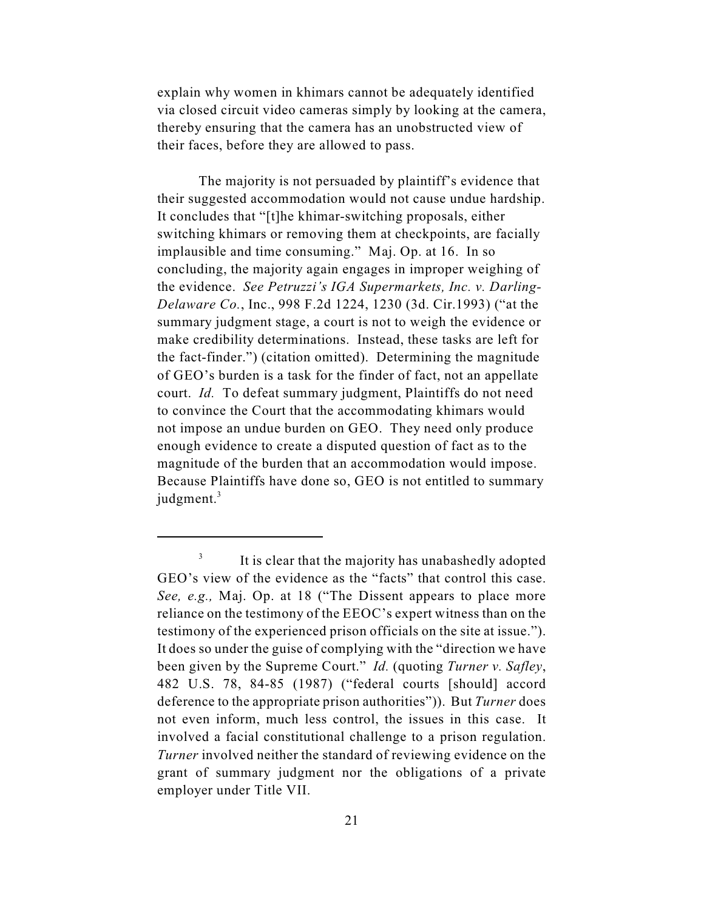explain why women in khimars cannot be adequately identified via closed circuit video cameras simply by looking at the camera, thereby ensuring that the camera has an unobstructed view of their faces, before they are allowed to pass.

The majority is not persuaded by plaintiff's evidence that their suggested accommodation would not cause undue hardship. It concludes that "[t]he khimar-switching proposals, either switching khimars or removing them at checkpoints, are facially implausible and time consuming." Maj. Op. at 16. In so concluding, the majority again engages in improper weighing of the evidence. *See Petruzzi's IGA Supermarkets, Inc. v. Darling-Delaware Co.*, Inc., 998 F.2d 1224, 1230 (3d. Cir.1993) ("at the summary judgment stage, a court is not to weigh the evidence or make credibility determinations. Instead, these tasks are left for the fact-finder.") (citation omitted). Determining the magnitude of GEO's burden is a task for the finder of fact, not an appellate court. *Id.* To defeat summary judgment, Plaintiffs do not need to convince the Court that the accommodating khimars would not impose an undue burden on GEO. They need only produce enough evidence to create a disputed question of fact as to the magnitude of the burden that an accommodation would impose. Because Plaintiffs have done so, GEO is not entitled to summary judgment.[3]

---

[3] It is clear that the majority has unabashedly adopted GEO's view of the evidence as the "facts" that control this case. *See, e.g.,* Maj. Op. at 18 ("The Dissent appears to place more reliance on the testimony of the EEOC's expert witness than on the testimony of the experienced prison officials on the site at issue."). It does so under the guise of complying with the "direction we have been given by the Supreme Court." *Id.* (quoting *Turner v. Safley*, 482 U.S. 78, 84-85 (1987) ("federal courts [should] accord deference to the appropriate prison authorities")). But *Turner* does not even inform, much less control, the issues in this case. It involved a facial constitutional challenge to a prison regulation. *Turner* involved neither the standard of reviewing evidence on the grant of summary judgment nor the obligations of a private employer under Title VII.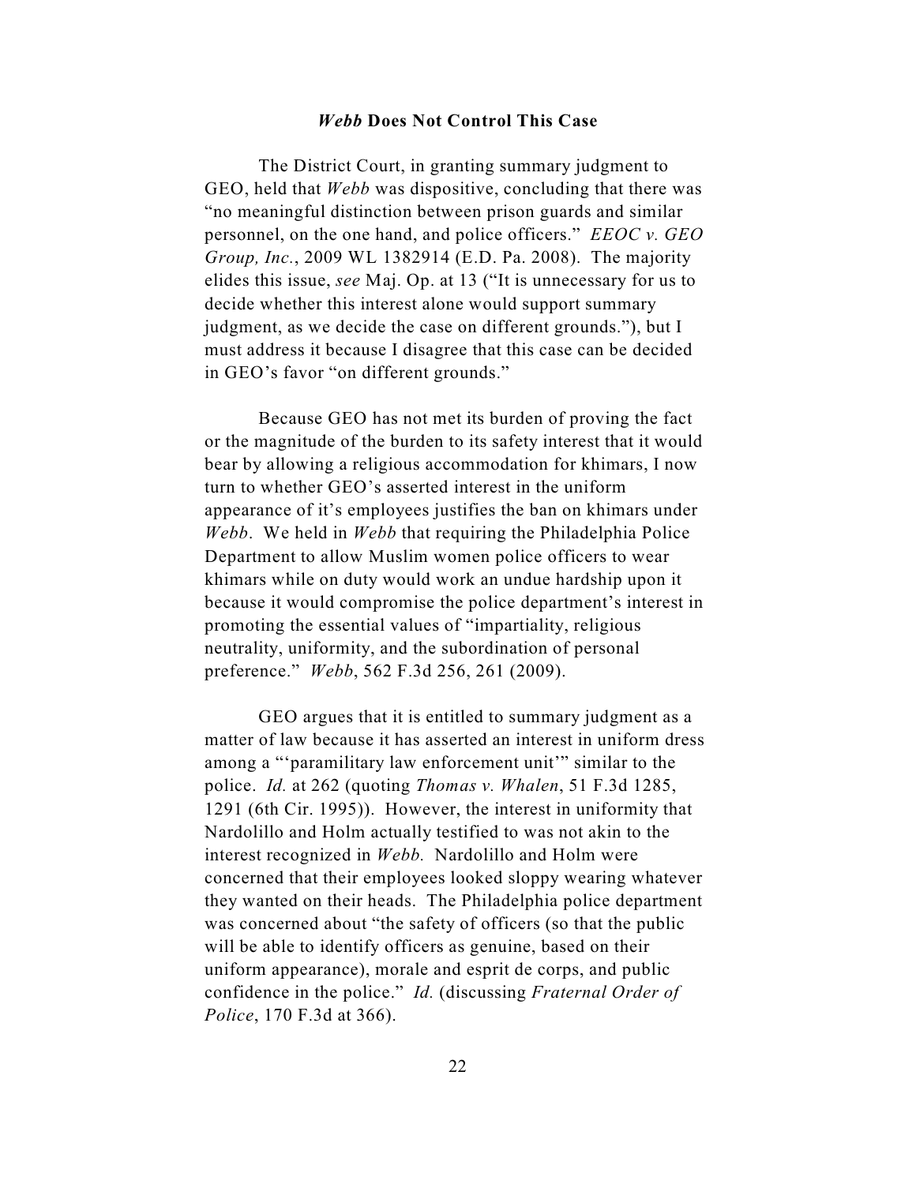## *Webb* Does Not Control This Case

The District Court, in granting summary judgment to GEO, held that *Webb* was dispositive, concluding that there was "no meaningful distinction between prison guards and similar personnel, on the one hand, and police officers." *EEOC v. GEO Group, Inc.*, 2009 WL 1382914 (E.D. Pa. 2008). The majority elides this issue, *see* Maj. Op. at 13 ("It is unnecessary for us to decide whether this interest alone would support summary judgment, as we decide the case on different grounds."), but I must address it because I disagree that this case can be decided in GEO's favor "on different grounds."

Because GEO has not met its burden of proving the fact or the magnitude of the burden to its safety interest that it would bear by allowing a religious accommodation for khimars, I now turn to whether GEO's asserted interest in the uniform appearance of it's employees justifies the ban on khimars under *Webb*. We held in *Webb* that requiring the Philadelphia Police Department to allow Muslim women police officers to wear khimars while on duty would work an undue hardship upon it because it would compromise the police department's interest in promoting the essential values of "impartiality, religious neutrality, uniformity, and the subordination of personal preference." *Webb*, 562 F.3d 256, 261 (2009).

GEO argues that it is entitled to summary judgment as a matter of law because it has asserted an interest in uniform dress among a "'paramilitary law enforcement unit'" similar to the police. *Id.* at 262 (quoting *Thomas v. Whalen*, 51 F.3d 1285, 1291 (6th Cir. 1995)). However, the interest in uniformity that Nardolillo and Holm actually testified to was not akin to the interest recognized in *Webb.* Nardolillo and Holm were concerned that their employees looked sloppy wearing whatever they wanted on their heads. The Philadelphia police department was concerned about "the safety of officers (so that the public will be able to identify officers as genuine, based on their uniform appearance), morale and esprit de corps, and public confidence in the police." *Id.* (discussing *Fraternal Order of Police*, 170 F.3d at 366).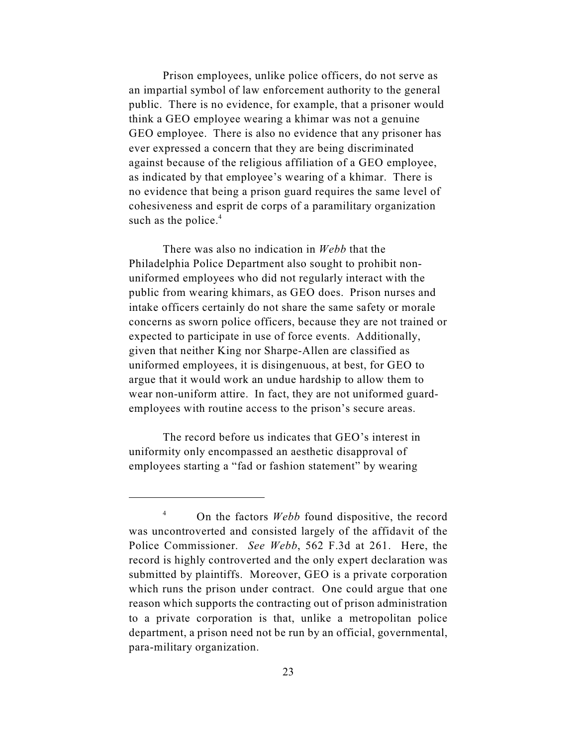Prison employees, unlike police officers, do not serve as an impartial symbol of law enforcement authority to the general public. There is no evidence, for example, that a prisoner would think a GEO employee wearing a khimar was not a genuine GEO employee. There is also no evidence that any prisoner has ever expressed a concern that they are being discriminated against because of the religious affiliation of a GEO employee, as indicated by that employee's wearing of a khimar. There is no evidence that being a prison guard requires the same level of cohesiveness and esprit de corps of a paramilitary organization such as the police.[4]

There was also no indication in *Webb* that the Philadelphia Police Department also sought to prohibit non-uniformed employees who did not regularly interact with the public from wearing khimars, as GEO does. Prison nurses and intake officers certainly do not share the same safety or morale concerns as sworn police officers, because they are not trained or expected to participate in use of force events. Additionally, given that neither King nor Sharpe-Allen are classified as uniformed employees, it is disingenuous, at best, for GEO to argue that it would work an undue hardship to allow them to wear non-uniform attire. In fact, they are not uniformed guard-employees with routine access to the prison's secure areas.

The record before us indicates that GEO's interest in uniformity only encompassed an aesthetic disapproval of employees starting a "fad or fashion statement" by wearing

---

[4] On the factors *Webb* found dispositive, the record was uncontroverted and consisted largely of the affidavit of the Police Commissioner. *See Webb*, 562 F.3d at 261. Here, the record is highly controverted and the only expert declaration was submitted by plaintiffs. Moreover, GEO is a private corporation which runs the prison under contract. One could argue that one reason which supports the contracting out of prison administration to a private corporation is that, unlike a metropolitan police department, a prison need not be run by an official, governmental, para-military organization.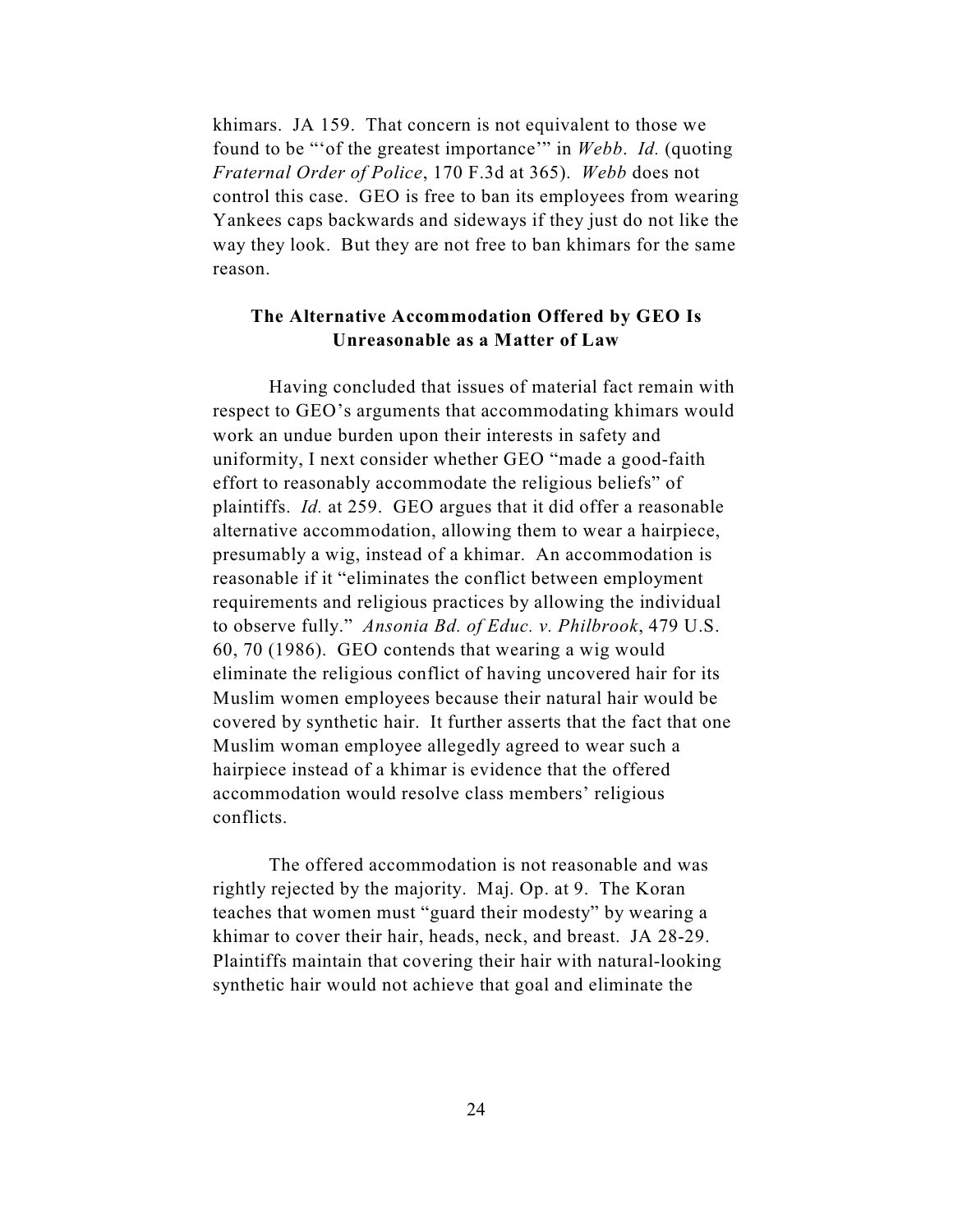khimars. JA 159. That concern is not equivalent to those we found to be "'of the greatest importance'" in *Webb*. *Id.* (quoting *Fraternal Order of Police*, 170 F.3d at 365). *Webb* does not control this case. GEO is free to ban its employees from wearing Yankees caps backwards and sideways if they just do not like the way they look. But they are not free to ban khimars for the same reason.

**The Alternative Accommodation Offered by GEO Is Unreasonable as a Matter of Law**

Having concluded that issues of material fact remain with respect to GEO's arguments that accommodating khimars would work an undue burden upon their interests in safety and uniformity, I next consider whether GEO "made a good-faith effort to reasonably accommodate the religious beliefs" of plaintiffs. *Id.* at 259. GEO argues that it did offer a reasonable alternative accommodation, allowing them to wear a hairpiece, presumably a wig, instead of a khimar. An accommodation is reasonable if it "eliminates the conflict between employment requirements and religious practices by allowing the individual to observe fully." *Ansonia Bd. of Educ. v. Philbrook*, 479 U.S. 60, 70 (1986). GEO contends that wearing a wig would eliminate the religious conflict of having uncovered hair for its Muslim women employees because their natural hair would be covered by synthetic hair. It further asserts that the fact that one Muslim woman employee allegedly agreed to wear such a hairpiece instead of a khimar is evidence that the offered accommodation would resolve class members' religious conflicts.

The offered accommodation is not reasonable and was rightly rejected by the majority. Maj. Op. at 9. The Koran teaches that women must "guard their modesty" by wearing a khimar to cover their hair, heads, neck, and breast. JA 28-29. Plaintiffs maintain that covering their hair with natural-looking synthetic hair would not achieve that goal and eliminate the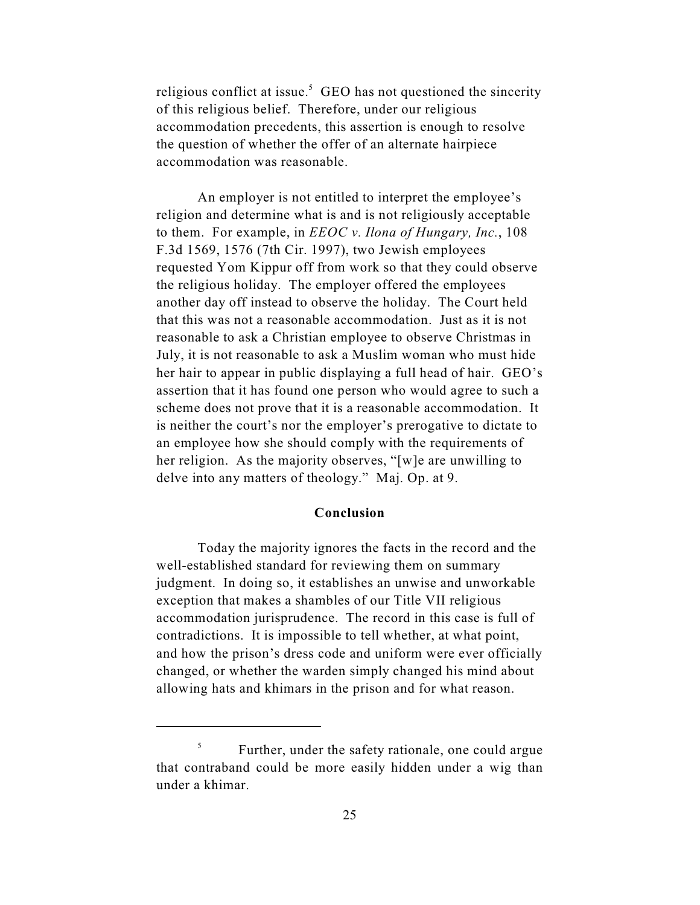religious conflict at issue.[5] GEO has not questioned the sincerity of this religious belief. Therefore, under our religious accommodation precedents, this assertion is enough to resolve the question of whether the offer of an alternate hairpiece accommodation was reasonable.

An employer is not entitled to interpret the employee's religion and determine what is and is not religiously acceptable to them. For example, in *EEOC v. Ilona of Hungary, Inc.*, 108 F.3d 1569, 1576 (7th Cir. 1997), two Jewish employees requested Yom Kippur off from work so that they could observe the religious holiday. The employer offered the employees another day off instead to observe the holiday. The Court held that this was not a reasonable accommodation. Just as it is not reasonable to ask a Christian employee to observe Christmas in July, it is not reasonable to ask a Muslim woman who must hide her hair to appear in public displaying a full head of hair. GEO's assertion that it has found one person who would agree to such a scheme does not prove that it is a reasonable accommodation. It is neither the court's nor the employer's prerogative to dictate to an employee how she should comply with the requirements of her religion. As the majority observes, "[w]e are unwilling to delve into any matters of theology." Maj. Op. at 9.

**Conclusion**

Today the majority ignores the facts in the record and the well-established standard for reviewing them on summary judgment. In doing so, it establishes an unwise and unworkable exception that makes a shambles of our Title VII religious accommodation jurisprudence. The record in this case is full of contradictions. It is impossible to tell whether, at what point, and how the prison's dress code and uniform were ever officially changed, or whether the warden simply changed his mind about allowing hats and khimars in the prison and for what reason.

---

[5] Further, under the safety rationale, one could argue that contraband could be more easily hidden under a wig than under a khimar.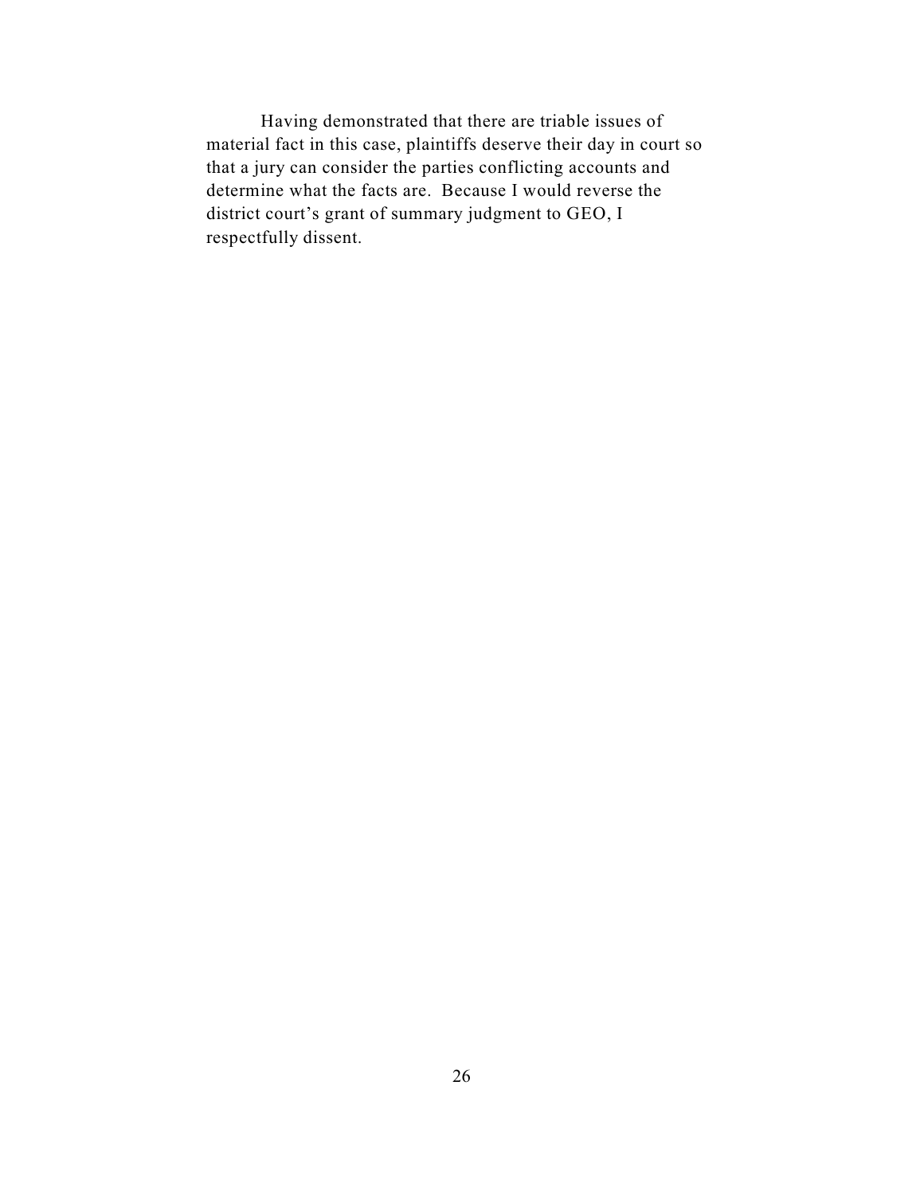Having demonstrated that there are triable issues of material fact in this case, plaintiffs deserve their day in court so that a jury can consider the parties conflicting accounts and determine what the facts are. Because I would reverse the district court's grant of summary judgment to GEO, I respectfully dissent.